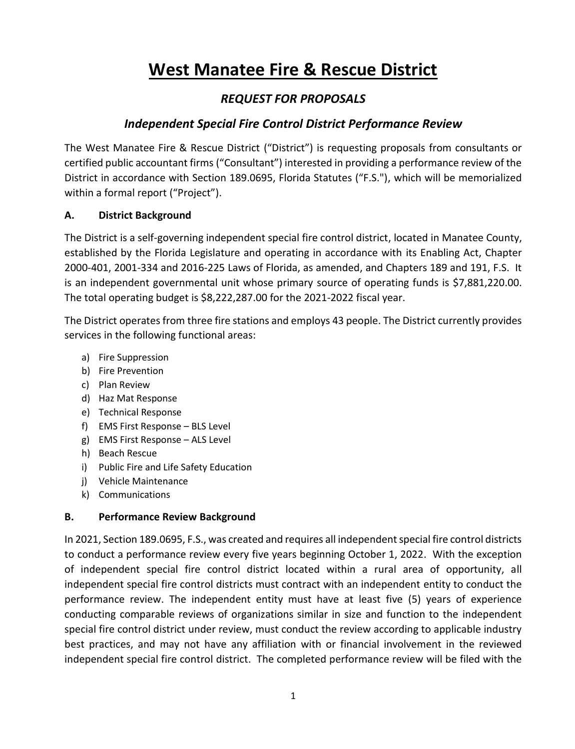# West Manatee Fire & Rescue District

## *REQUEST FOR PROPOSALS*

### *Independent Special Fire Control District Performance Review*

The West Manatee Fire & Rescue District ("District") is requesting proposals from consultants or certified public accountant firms ("Consultant") interested in providing a performance review of the District in accordance with Section 189.0695, Florida Statutes ("F.S."), which will be memorialized within a formal report ("Project").

### A. District Background

The District is a self-governing independent special fire control district, located in Manatee County, established by the Florida Legislature and operating in accordance with its Enabling Act, Chapter 2000-401, 2001-334 and 2016-225 Laws of Florida, as amended, and Chapters 189 and 191, F.S. It is an independent governmental unit whose primary source of operating funds is $7,881,220.00. The total operating budget is $8,222,287.00 for the 2021-2022 fiscal year.

The District operates from three fire stations and employs 43 people. The District currently provides services in the following functional areas:

a) Fire Suppression
b) Fire Prevention
c) Plan Review
d) Haz Mat Response
e) Technical Response
f) EMS First Response – BLS Level
g) EMS First Response – ALS Level
h) Beach Rescue
i) Public Fire and Life Safety Education
j) Vehicle Maintenance
k) Communications

### B. Performance Review Background

In 2021, Section 189.0695, F.S., was created and requires all independent special fire control districts to conduct a performance review every five years beginning October 1, 2022. With the exception of independent special fire control district located within a rural area of opportunity, all independent special fire control districts must contract with an independent entity to conduct the performance review. The independent entity must have at least five (5) years of experience conducting comparable reviews of organizations similar in size and function to the independent special fire control district under review, must conduct the review according to applicable industry best practices, and may not have any affiliation with or financial involvement in the reviewed independent special fire control district. The completed performance review will be filed with the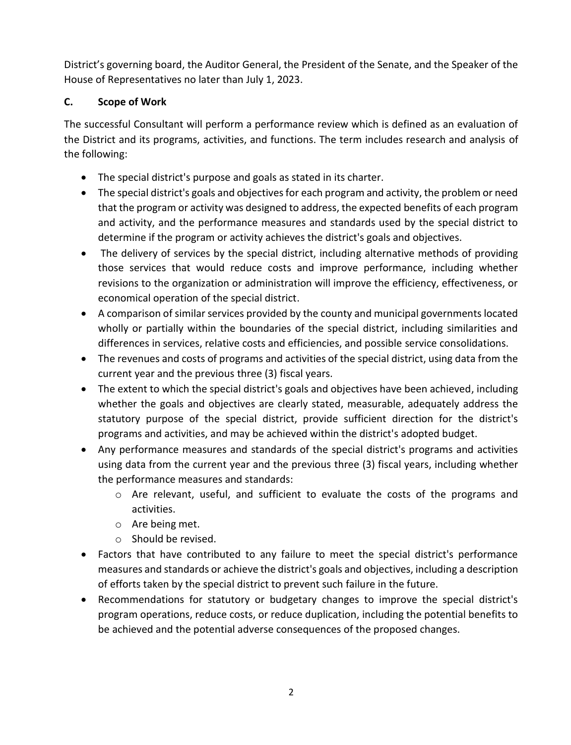District’s governing board, the Auditor General, the President of the Senate, and the Speaker of the House of Representatives no later than July 1, 2023.

## C. Scope of Work

The successful Consultant will perform a performance review which is defined as an evaluation of the District and its programs, activities, and functions. The term includes research and analysis of the following:

- The special district's purpose and goals as stated in its charter.
- The special district's goals and objectives for each program and activity, the problem or need that the program or activity was designed to address, the expected benefits of each program and activity, and the performance measures and standards used by the special district to determine if the program or activity achieves the district's goals and objectives.
- The delivery of services by the special district, including alternative methods of providing those services that would reduce costs and improve performance, including whether revisions to the organization or administration will improve the efficiency, effectiveness, or economical operation of the special district.
- A comparison of similar services provided by the county and municipal governments located wholly or partially within the boundaries of the special district, including similarities and differences in services, relative costs and efficiencies, and possible service consolidations.
- The revenues and costs of programs and activities of the special district, using data from the current year and the previous three (3) fiscal years.
- The extent to which the special district's goals and objectives have been achieved, including whether the goals and objectives are clearly stated, measurable, adequately address the statutory purpose of the special district, provide sufficient direction for the district's programs and activities, and may be achieved within the district's adopted budget.
- Any performance measures and standards of the special district's programs and activities using data from the current year and the previous three (3) fiscal years, including whether the performance measures and standards:
  - Are relevant, useful, and sufficient to evaluate the costs of the programs and activities.
  - Are being met.
  - Should be revised.
- Factors that have contributed to any failure to meet the special district's performance measures and standards or achieve the district's goals and objectives, including a description of efforts taken by the special district to prevent such failure in the future.
- Recommendations for statutory or budgetary changes to improve the special district's program operations, reduce costs, or reduce duplication, including the potential benefits to be achieved and the potential adverse consequences of the proposed changes.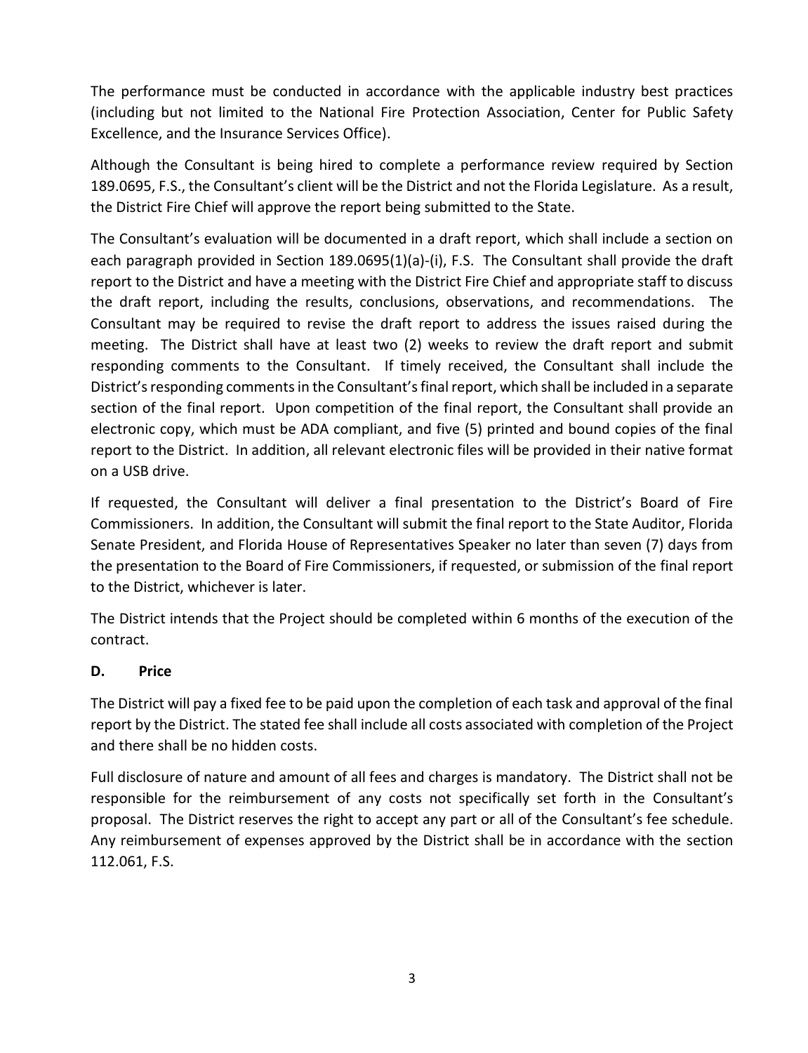The performance must be conducted in accordance with the applicable industry best practices (including but not limited to the National Fire Protection Association, Center for Public Safety Excellence, and the Insurance Services Office).

Although the Consultant is being hired to complete a performance review required by Section 189.0695, F.S., the Consultant's client will be the District and not the Florida Legislature. As a result, the District Fire Chief will approve the report being submitted to the State.

The Consultant's evaluation will be documented in a draft report, which shall include a section on each paragraph provided in Section 189.0695(1)(a)-(i), F.S. The Consultant shall provide the draft report to the District and have a meeting with the District Fire Chief and appropriate staff to discuss the draft report, including the results, conclusions, observations, and recommendations. The Consultant may be required to revise the draft report to address the issues raised during the meeting. The District shall have at least two (2) weeks to review the draft report and submit responding comments to the Consultant. If timely received, the Consultant shall include the District's responding comments in the Consultant's final report, which shall be included in a separate section of the final report. Upon competition of the final report, the Consultant shall provide an electronic copy, which must be ADA compliant, and five (5) printed and bound copies of the final report to the District. In addition, all relevant electronic files will be provided in their native format on a USB drive.

If requested, the Consultant will deliver a final presentation to the District's Board of Fire Commissioners. In addition, the Consultant will submit the final report to the State Auditor, Florida Senate President, and Florida House of Representatives Speaker no later than seven (7) days from the presentation to the Board of Fire Commissioners, if requested, or submission of the final report to the District, whichever is later.

The District intends that the Project should be completed within 6 months of the execution of the contract.

### D. Price

The District will pay a fixed fee to be paid upon the completion of each task and approval of the final report by the District. The stated fee shall include all costs associated with completion of the Project and there shall be no hidden costs.

Full disclosure of nature and amount of all fees and charges is mandatory. The District shall not be responsible for the reimbursement of any costs not specifically set forth in the Consultant's proposal. The District reserves the right to accept any part or all of the Consultant's fee schedule. Any reimbursement of expenses approved by the District shall be in accordance with the section 112.061, F.S.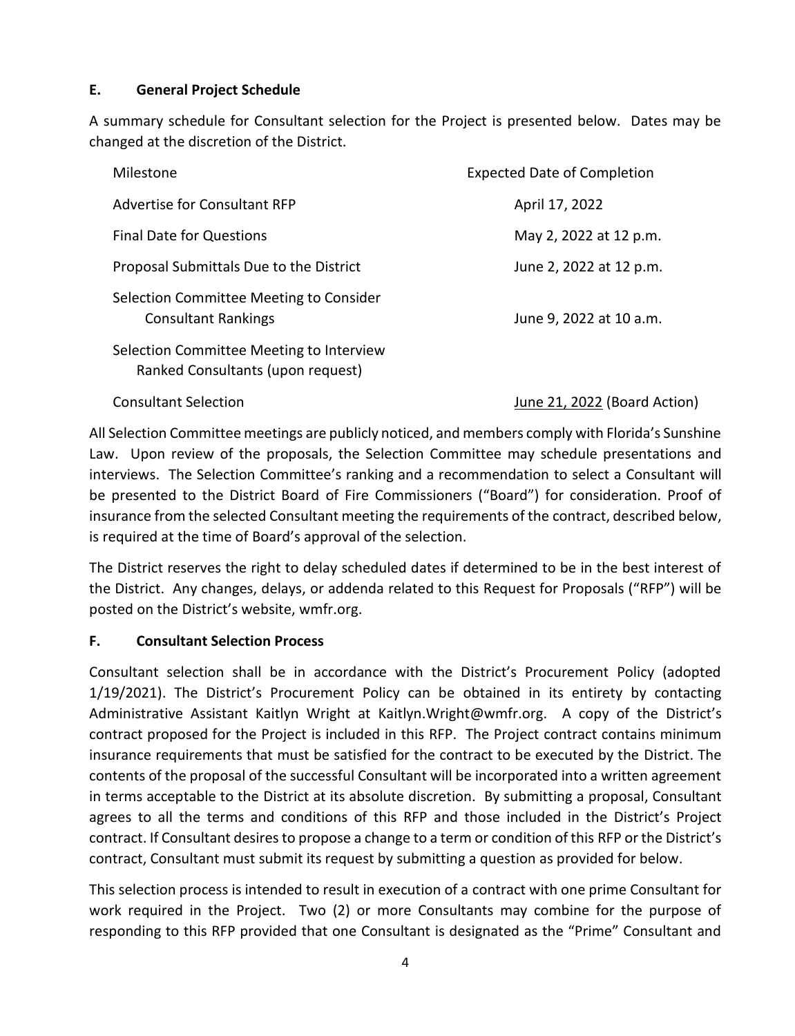### E. General Project Schedule

A summary schedule for Consultant selection for the Project is presented below. Dates may be changed at the discretion of the District.

| Milestone | Expected Date of Completion |
|---|---|
| Advertise for Consultant RFP | April 17, 2022 |
| Final Date for Questions | May 2, 2022 at 12 p.m. |
| Proposal Submittals Due to the District | June 2, 2022 at 12 p.m. |
| Selection Committee Meeting to Consider Consultant Rankings | June 9, 2022 at 10 a.m. |
| Selection Committee Meeting to Interview Ranked Consultants (upon request) | |
| Consultant Selection | June 21, 2022 (Board Action) |

All Selection Committee meetings are publicly noticed, and members comply with Florida's Sunshine Law. Upon review of the proposals, the Selection Committee may schedule presentations and interviews. The Selection Committee's ranking and a recommendation to select a Consultant will be presented to the District Board of Fire Commissioners ("Board") for consideration. Proof of insurance from the selected Consultant meeting the requirements of the contract, described below, is required at the time of Board's approval of the selection.

The District reserves the right to delay scheduled dates if determined to be in the best interest of the District. Any changes, delays, or addenda related to this Request for Proposals ("RFP") will be posted on the District's website, wmfr.org.

### F. Consultant Selection Process

Consultant selection shall be in accordance with the District's Procurement Policy (adopted 1/19/2021). The District's Procurement Policy can be obtained in its entirety by contacting Administrative Assistant Kaitlyn Wright at Kaitlyn.Wright@wmfr.org. A copy of the District's contract proposed for the Project is included in this RFP. The Project contract contains minimum insurance requirements that must be satisfied for the contract to be executed by the District. The contents of the proposal of the successful Consultant will be incorporated into a written agreement in terms acceptable to the District at its absolute discretion. By submitting a proposal, Consultant agrees to all the terms and conditions of this RFP and those included in the District's Project contract. If Consultant desires to propose a change to a term or condition of this RFP or the District's contract, Consultant must submit its request by submitting a question as provided for below.

This selection process is intended to result in execution of a contract with one prime Consultant for work required in the Project. Two (2) or more Consultants may combine for the purpose of responding to this RFP provided that one Consultant is designated as the "Prime" Consultant and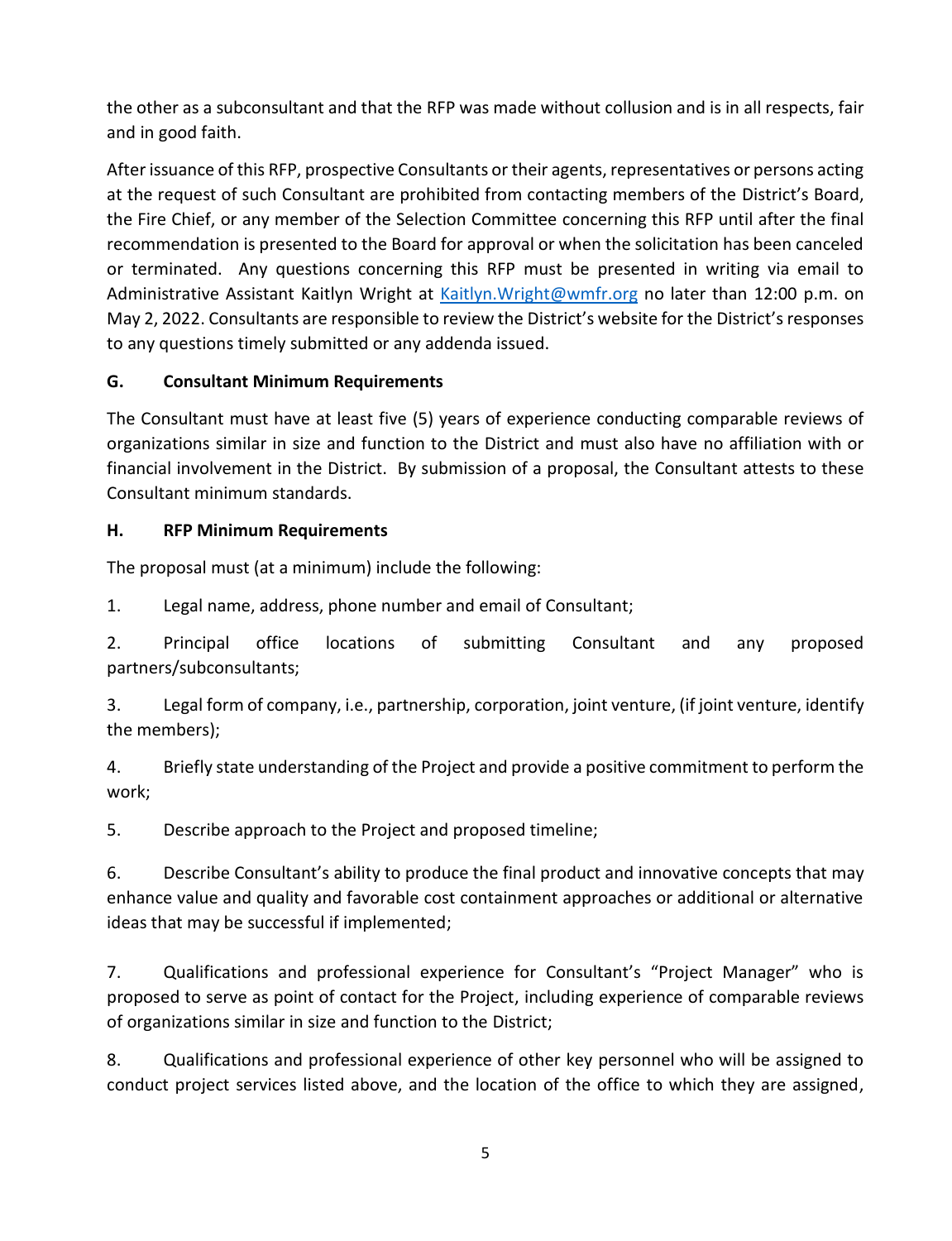the other as a subconsultant and that the RFP was made without collusion and is in all respects, fair and in good faith.

After issuance of this RFP, prospective Consultants or their agents, representatives or persons acting at the request of such Consultant are prohibited from contacting members of the District's Board, the Fire Chief, or any member of the Selection Committee concerning this RFP until after the final recommendation is presented to the Board for approval or when the solicitation has been canceled or terminated. Any questions concerning this RFP must be presented in writing via email to Administrative Assistant Kaitlyn Wright at Kaitlyn.Wright@wmfr.org no later than 12:00 p.m. on May 2, 2022. Consultants are responsible to review the District's website for the District's responses to any questions timely submitted or any addenda issued.

**G. Consultant Minimum Requirements**

The Consultant must have at least five (5) years of experience conducting comparable reviews of organizations similar in size and function to the District and must also have no affiliation with or financial involvement in the District. By submission of a proposal, the Consultant attests to these Consultant minimum standards.

**H. RFP Minimum Requirements**

The proposal must (at a minimum) include the following:

1. Legal name, address, phone number and email of Consultant;

2. Principal office locations of submitting Consultant and any proposed partners/subconsultants;

3. Legal form of company, i.e., partnership, corporation, joint venture, (if joint venture, identify the members);

4. Briefly state understanding of the Project and provide a positive commitment to perform the work;

5. Describe approach to the Project and proposed timeline;

6. Describe Consultant's ability to produce the final product and innovative concepts that may enhance value and quality and favorable cost containment approaches or additional or alternative ideas that may be successful if implemented;

7. Qualifications and professional experience for Consultant's "Project Manager" who is proposed to serve as point of contact for the Project, including experience of comparable reviews of organizations similar in size and function to the District;

8. Qualifications and professional experience of other key personnel who will be assigned to conduct project services listed above, and the location of the office to which they are assigned,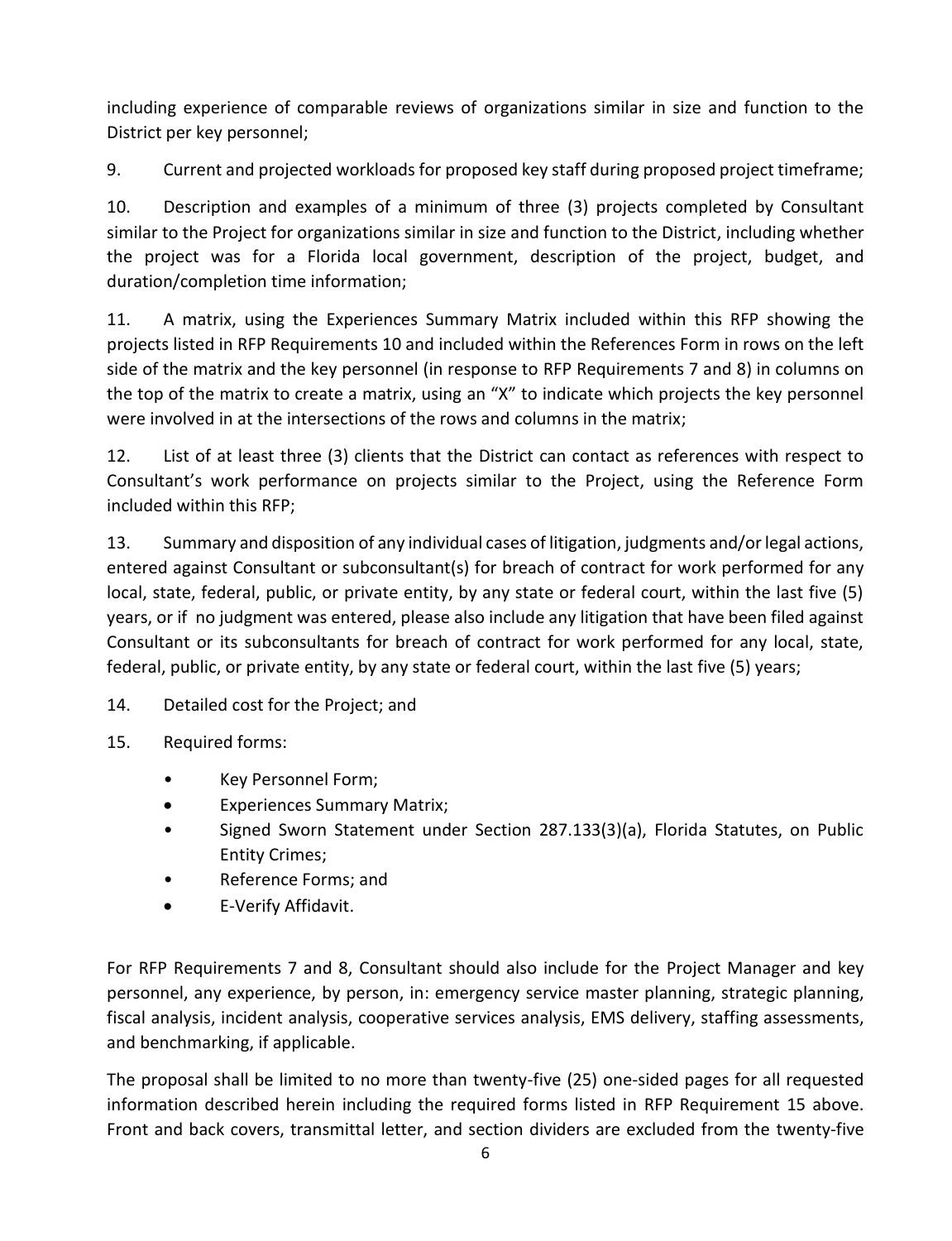including experience of comparable reviews of organizations similar in size and function to the District per key personnel;

9. Current and projected workloads for proposed key staff during proposed project timeframe;

10. Description and examples of a minimum of three (3) projects completed by Consultant similar to the Project for organizations similar in size and function to the District, including whether the project was for a Florida local government, description of the project, budget, and duration/completion time information;

11. A matrix, using the Experiences Summary Matrix included within this RFP showing the projects listed in RFP Requirements 10 and included within the References Form in rows on the left side of the matrix and the key personnel (in response to RFP Requirements 7 and 8) in columns on the top of the matrix to create a matrix, using an "X" to indicate which projects the key personnel were involved in at the intersections of the rows and columns in the matrix;

12. List of at least three (3) clients that the District can contact as references with respect to Consultant's work performance on projects similar to the Project, using the Reference Form included within this RFP;

13. Summary and disposition of any individual cases of litigation, judgments and/or legal actions, entered against Consultant or subconsultant(s) for breach of contract for work performed for any local, state, federal, public, or private entity, by any state or federal court, within the last five (5) years, or if no judgment was entered, please also include any litigation that have been filed against Consultant or its subconsultants for breach of contract for work performed for any local, state, federal, public, or private entity, by any state or federal court, within the last five (5) years;

14. Detailed cost for the Project; and

15. Required forms:

- Key Personnel Form;
- Experiences Summary Matrix;
- Signed Sworn Statement under Section 287.133(3)(a), Florida Statutes, on Public Entity Crimes;
- Reference Forms; and
- E-Verify Affidavit.

For RFP Requirements 7 and 8, Consultant should also include for the Project Manager and key personnel, any experience, by person, in: emergency service master planning, strategic planning, fiscal analysis, incident analysis, cooperative services analysis, EMS delivery, staffing assessments, and benchmarking, if applicable.

The proposal shall be limited to no more than twenty-five (25) one-sided pages for all requested information described herein including the required forms listed in RFP Requirement 15 above. Front and back covers, transmittal letter, and section dividers are excluded from the twenty-five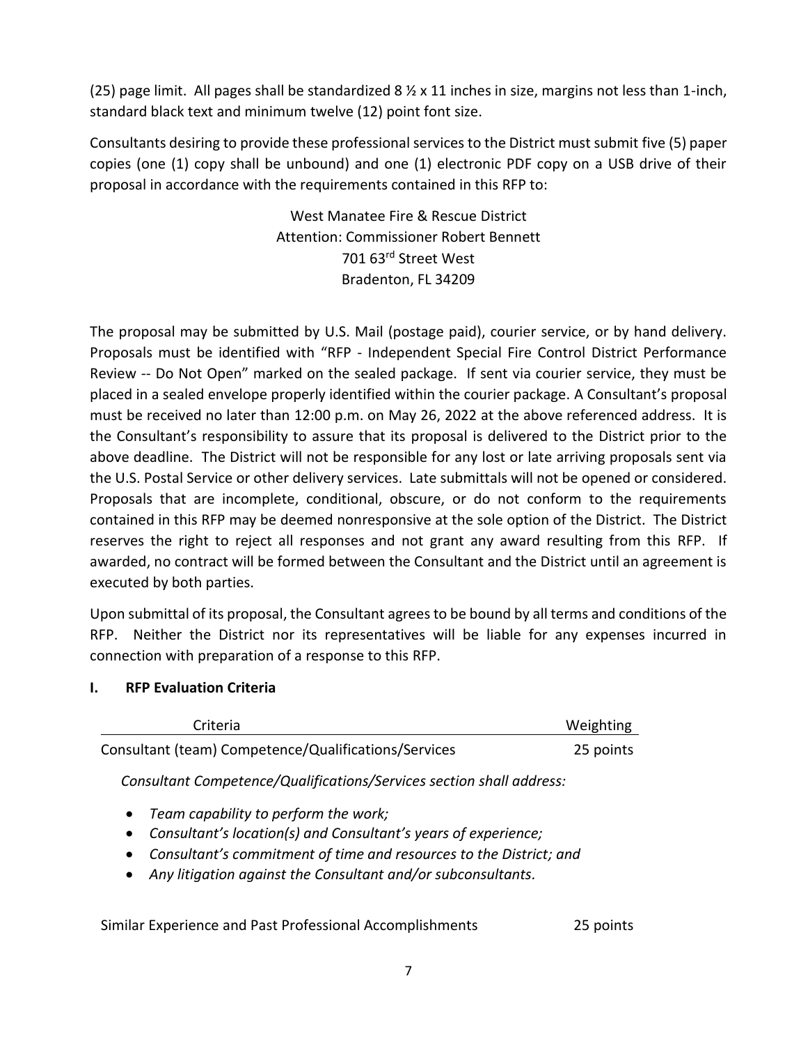(25) page limit. All pages shall be standardized 8 ½ x 11 inches in size, margins not less than 1-inch, standard black text and minimum twelve (12) point font size.

Consultants desiring to provide these professional services to the District must submit five (5) paper copies (one (1) copy shall be unbound) and one (1) electronic PDF copy on a USB drive of their proposal in accordance with the requirements contained in this RFP to:

West Manatee Fire & Rescue District
Attention: Commissioner Robert Bennett
701 63rd Street West
Bradenton, FL 34209

The proposal may be submitted by U.S. Mail (postage paid), courier service, or by hand delivery. Proposals must be identified with "RFP - Independent Special Fire Control District Performance Review -- Do Not Open" marked on the sealed package. If sent via courier service, they must be placed in a sealed envelope properly identified within the courier package. A Consultant's proposal must be received no later than 12:00 p.m. on May 26, 2022 at the above referenced address. It is the Consultant's responsibility to assure that its proposal is delivered to the District prior to the above deadline. The District will not be responsible for any lost or late arriving proposals sent via the U.S. Postal Service or other delivery services. Late submittals will not be opened or considered. Proposals that are incomplete, conditional, obscure, or do not conform to the requirements contained in this RFP may be deemed nonresponsive at the sole option of the District. The District reserves the right to reject all responses and not grant any award resulting from this RFP. If awarded, no contract will be formed between the Consultant and the District until an agreement is executed by both parties.

Upon submittal of its proposal, the Consultant agrees to be bound by all terms and conditions of the RFP. Neither the District nor its representatives will be liable for any expenses incurred in connection with preparation of a response to this RFP.

## I. RFP Evaluation Criteria

| Criteria | Weighting |
|---|---|
| Consultant (team) Competence/Qualifications/Services | 25 points |

*Consultant Competence/Qualifications/Services section shall address:*

- *Team capability to perform the work;*
- *Consultant's location(s) and Consultant's years of experience;*
- *Consultant's commitment of time and resources to the District; and*
- *Any litigation against the Consultant and/or subconsultants.*

| Similar Experience and Past Professional Accomplishments | 25 points |
|---|---|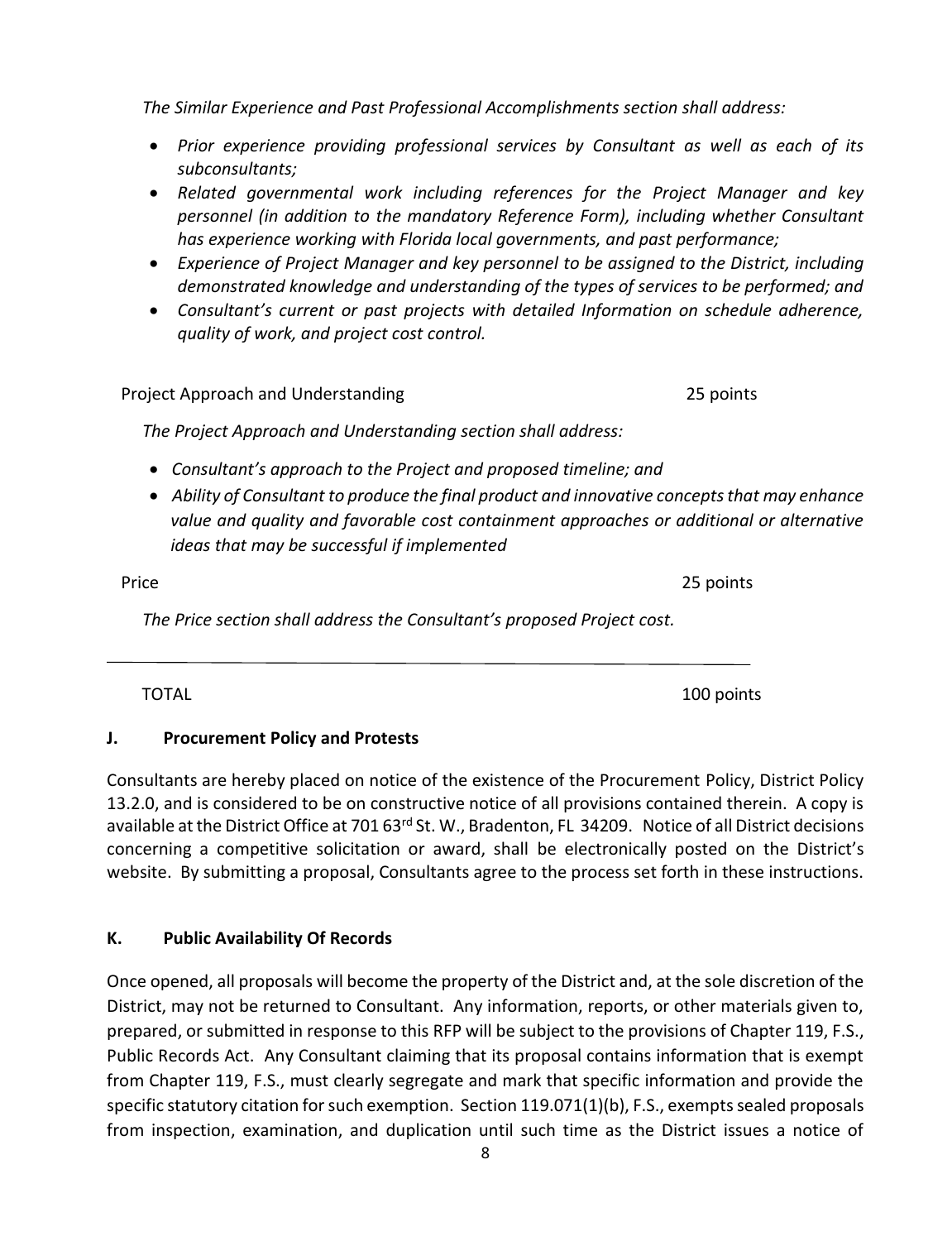*The Similar Experience and Past Professional Accomplishments section shall address:*

- *Prior experience providing professional services by Consultant as well as each of its subconsultants;*
- *Related governmental work including references for the Project Manager and key personnel (in addition to the mandatory Reference Form), including whether Consultant has experience working with Florida local governments, and past performance;*
- *Experience of Project Manager and key personnel to be assigned to the District, including demonstrated knowledge and understanding of the types of services to be performed; and*
- *Consultant's current or past projects with detailed Information on schedule adherence, quality of work, and project cost control.*

Project Approach and Understanding 25 points

*The Project Approach and Understanding section shall address:*

- *Consultant's approach to the Project and proposed timeline; and*
- *Ability of Consultant to produce the final product and innovative concepts that may enhance value and quality and favorable cost containment approaches or additional or alternative ideas that may be successful if implemented*

Price 25 points

*The Price section shall address the Consultant's proposed Project cost.*

---

TOTAL 100 points

**J. Procurement Policy and Protests**

Consultants are hereby placed on notice of the existence of the Procurement Policy, District Policy 13.2.0, and is considered to be on constructive notice of all provisions contained therein. A copy is available at the District Office at 701 63rd St. W., Bradenton, FL 34209. Notice of all District decisions concerning a competitive solicitation or award, shall be electronically posted on the District's website. By submitting a proposal, Consultants agree to the process set forth in these instructions.

**K. Public Availability Of Records**

Once opened, all proposals will become the property of the District and, at the sole discretion of the District, may not be returned to Consultant. Any information, reports, or other materials given to, prepared, or submitted in response to this RFP will be subject to the provisions of Chapter 119, F.S., Public Records Act. Any Consultant claiming that its proposal contains information that is exempt from Chapter 119, F.S., must clearly segregate and mark that specific information and provide the specific statutory citation for such exemption. Section 119.071(1)(b), F.S., exempts sealed proposals from inspection, examination, and duplication until such time as the District issues a notice of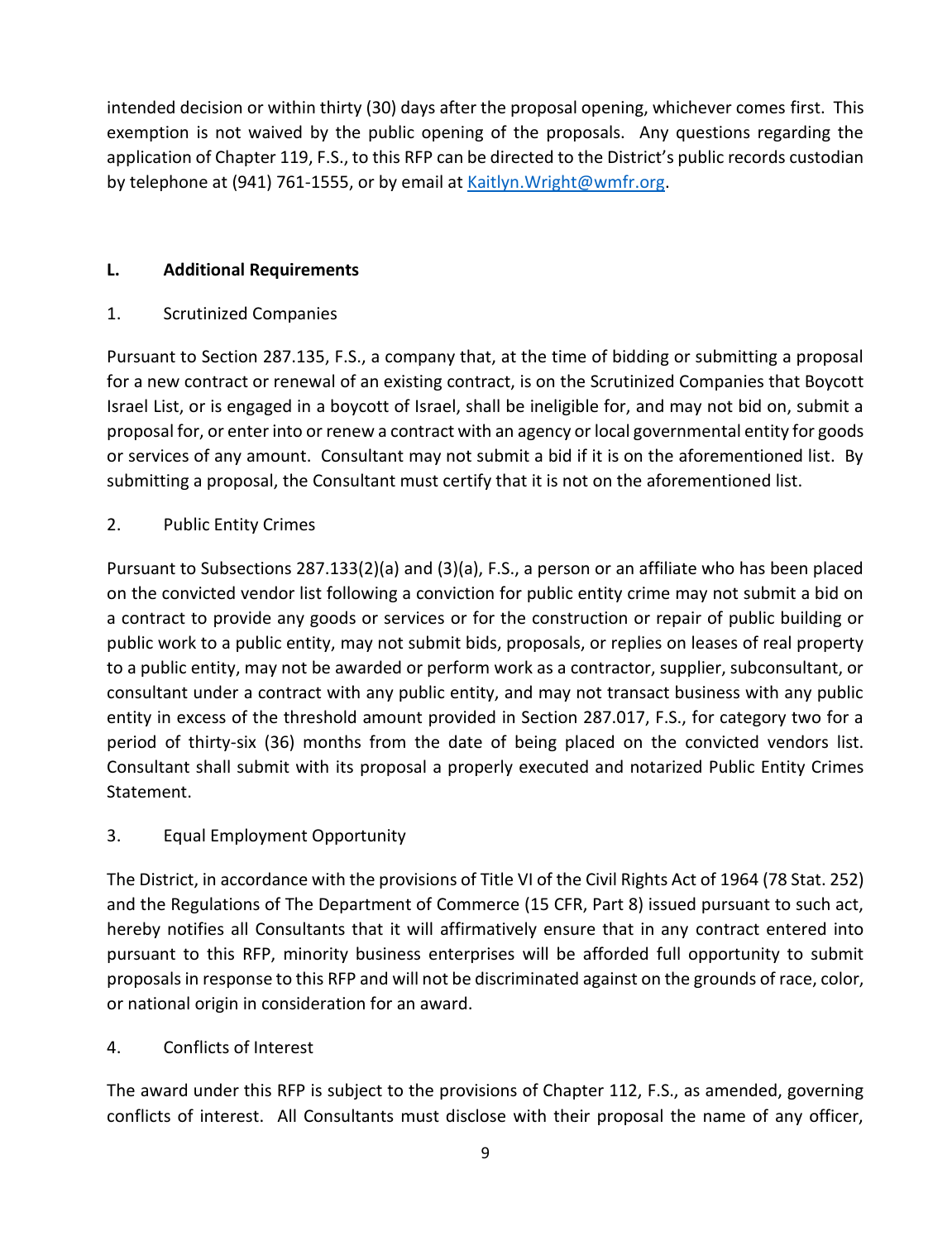intended decision or within thirty (30) days after the proposal opening, whichever comes first. This exemption is not waived by the public opening of the proposals. Any questions regarding the application of Chapter 119, F.S., to this RFP can be directed to the District's public records custodian by telephone at (941) 761-1555, or by email at Kaitlyn.Wright@wmfr.org.

## L. Additional Requirements

### 1. Scrutinized Companies

Pursuant to Section 287.135, F.S., a company that, at the time of bidding or submitting a proposal for a new contract or renewal of an existing contract, is on the Scrutinized Companies that Boycott Israel List, or is engaged in a boycott of Israel, shall be ineligible for, and may not bid on, submit a proposal for, or enter into or renew a contract with an agency or local governmental entity for goods or services of any amount. Consultant may not submit a bid if it is on the aforementioned list. By submitting a proposal, the Consultant must certify that it is not on the aforementioned list.

### 2. Public Entity Crimes

Pursuant to Subsections 287.133(2)(a) and (3)(a), F.S., a person or an affiliate who has been placed on the convicted vendor list following a conviction for public entity crime may not submit a bid on a contract to provide any goods or services or for the construction or repair of public building or public work to a public entity, may not submit bids, proposals, or replies on leases of real property to a public entity, may not be awarded or perform work as a contractor, supplier, subconsultant, or consultant under a contract with any public entity, and may not transact business with any public entity in excess of the threshold amount provided in Section 287.017, F.S., for category two for a period of thirty-six (36) months from the date of being placed on the convicted vendors list. Consultant shall submit with its proposal a properly executed and notarized Public Entity Crimes Statement.

### 3. Equal Employment Opportunity

The District, in accordance with the provisions of Title VI of the Civil Rights Act of 1964 (78 Stat. 252) and the Regulations of The Department of Commerce (15 CFR, Part 8) issued pursuant to such act, hereby notifies all Consultants that it will affirmatively ensure that in any contract entered into pursuant to this RFP, minority business enterprises will be afforded full opportunity to submit proposals in response to this RFP and will not be discriminated against on the grounds of race, color, or national origin in consideration for an award.

### 4. Conflicts of Interest

The award under this RFP is subject to the provisions of Chapter 112, F.S., as amended, governing conflicts of interest. All Consultants must disclose with their proposal the name of any officer,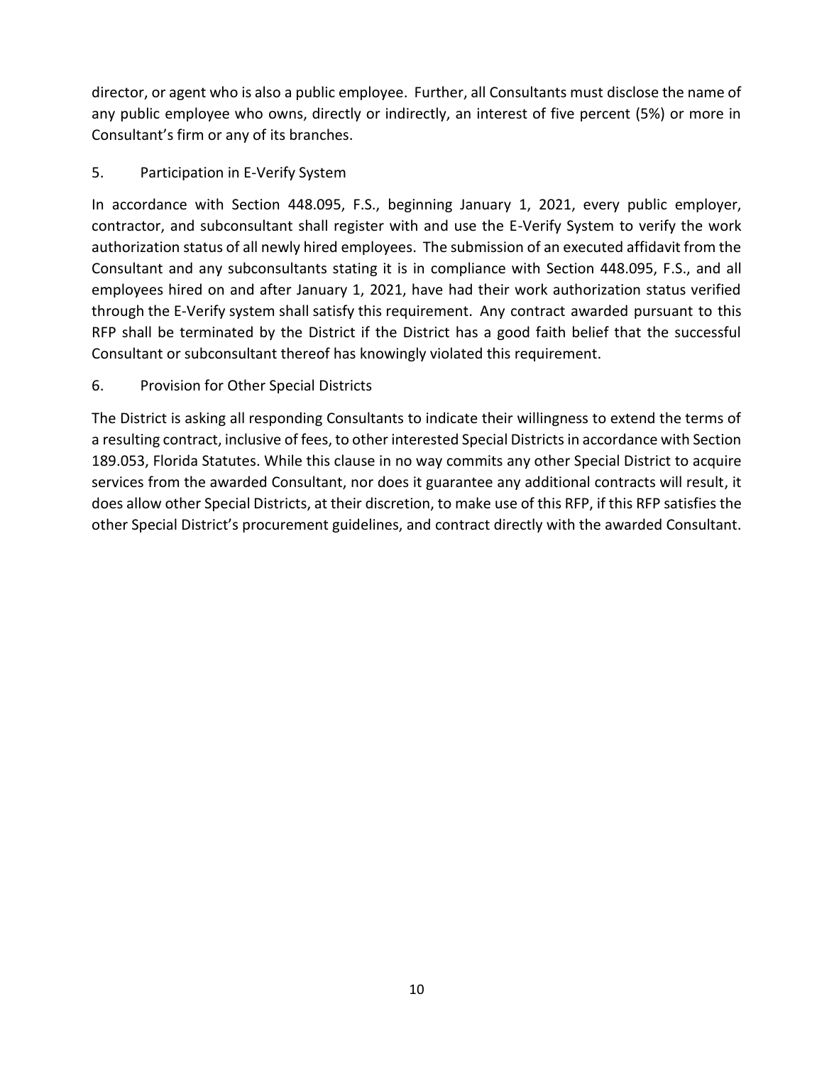director, or agent who is also a public employee. Further, all Consultants must disclose the name of any public employee who owns, directly or indirectly, an interest of five percent (5%) or more in Consultant's firm or any of its branches.

5. Participation in E-Verify System

In accordance with Section 448.095, F.S., beginning January 1, 2021, every public employer, contractor, and subconsultant shall register with and use the E-Verify System to verify the work authorization status of all newly hired employees. The submission of an executed affidavit from the Consultant and any subconsultants stating it is in compliance with Section 448.095, F.S., and all employees hired on and after January 1, 2021, have had their work authorization status verified through the E-Verify system shall satisfy this requirement. Any contract awarded pursuant to this RFP shall be terminated by the District if the District has a good faith belief that the successful Consultant or subconsultant thereof has knowingly violated this requirement.

6. Provision for Other Special Districts

The District is asking all responding Consultants to indicate their willingness to extend the terms of a resulting contract, inclusive of fees, to other interested Special Districts in accordance with Section 189.053, Florida Statutes. While this clause in no way commits any other Special District to acquire services from the awarded Consultant, nor does it guarantee any additional contracts will result, it does allow other Special Districts, at their discretion, to make use of this RFP, if this RFP satisfies the other Special District's procurement guidelines, and contract directly with the awarded Consultant.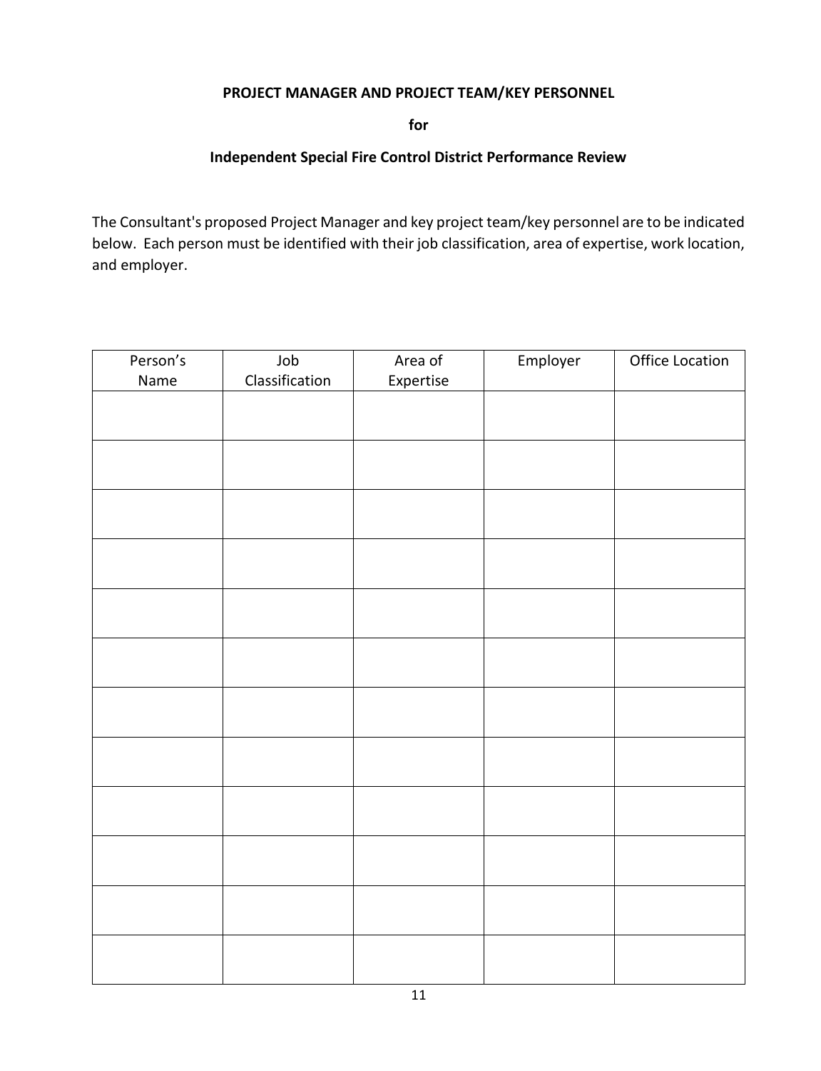**PROJECT MANAGER AND PROJECT TEAM/KEY PERSONNEL**

**for**

**Independent Special Fire Control District Performance Review**

The Consultant's proposed Project Manager and key project team/key personnel are to be indicated below. Each person must be identified with their job classification, area of expertise, work location, and employer.

| Person's Name | Job Classification | Area of Expertise | Employer | Office Location |
|---|---|---|---|---|
| | | | | |
| | | | | |
| | | | | |
| | | | | |
| | | | | |
| | | | | |
| | | | | |
| | | | | |
| | | | | |
| | | | | |
| | | | | |
| | | | | |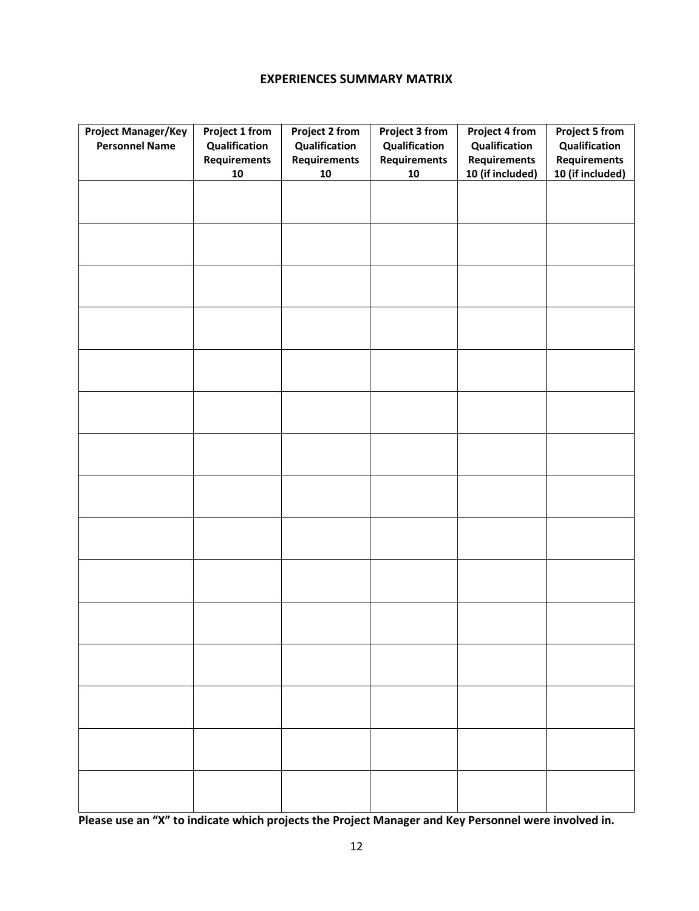**EXPERIENCES SUMMARY MATRIX**

| Project Manager/Key Personnel Name | Project 1 from Qualification Requirements 10 | Project 2 from Qualification Requirements 10 | Project 3 from Qualification Requirements 10 | Project 4 from Qualification Requirements 10 (if included) | Project 5 from Qualification Requirements 10 (if included) |
|---|---|---|---|---|---|
| | | | | | |
| | | | | | |
| | | | | | |
| | | | | | |
| | | | | | |
| | | | | | |
| | | | | | |
| | | | | | |
| | | | | | |
| | | | | | |
| | | | | | |
| | | | | | |
| | | | | | |
| | | | | | |
| | | | | | |

**Please use an "X" to indicate which projects the Project Manager and Key Personnel were involved in.**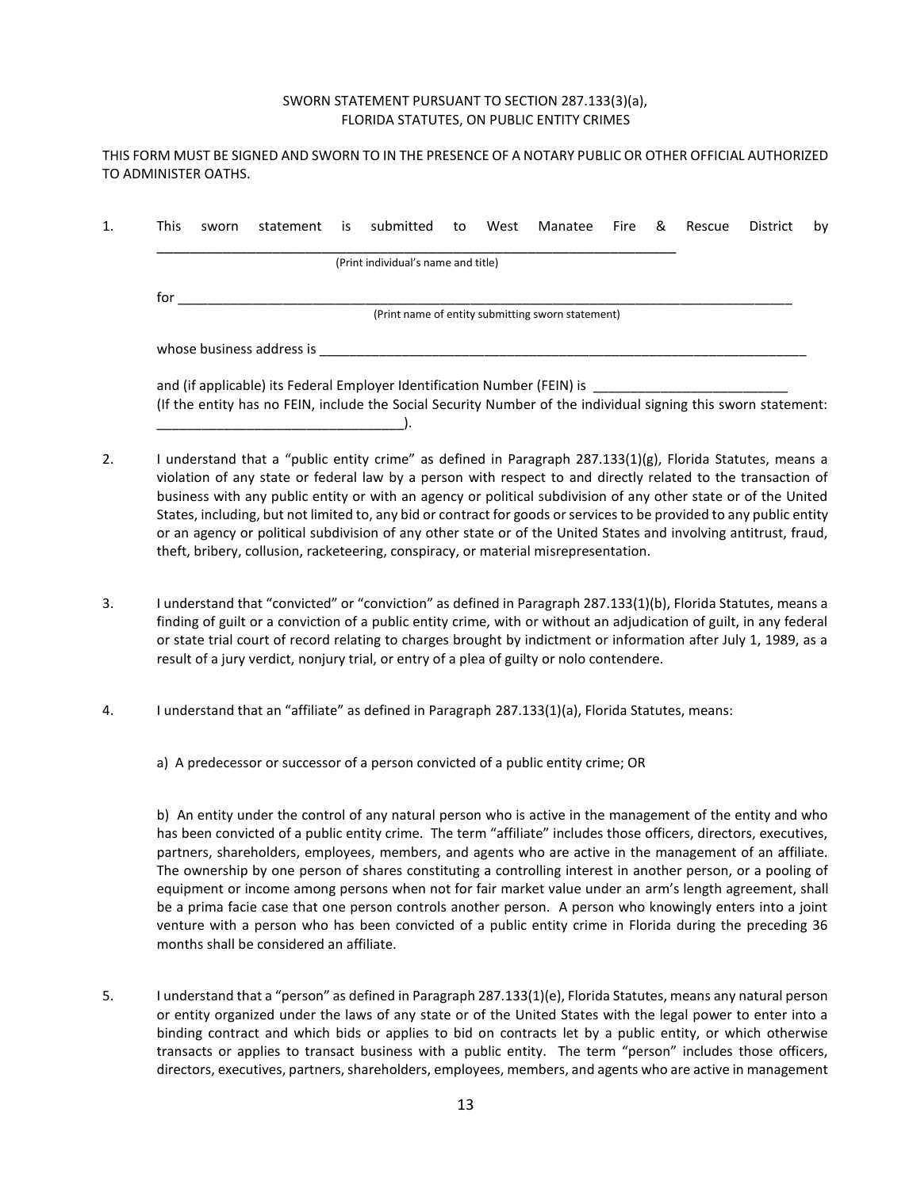SWORN STATEMENT PURSUANT TO SECTION 287.133(3)(a), FLORIDA STATUTES, ON PUBLIC ENTITY CRIMES

THIS FORM MUST BE SIGNED AND SWORN TO IN THE PRESENCE OF A NOTARY PUBLIC OR OTHER OFFICIAL AUTHORIZED TO ADMINISTER OATHS.

1. This sworn statement is submitted to West Manatee Fire & Rescue District by _______________________________________________________________________
(Print individual's name and title)

   for ____________________________________________________________________________________
   (Print name of entity submitting sworn statement)

   whose business address is _______________________________________________________________

   and (if applicable) its Federal Employer Identification Number (FEIN) is _________________________
   (If the entity has no FEIN, include the Social Security Number of the individual signing this sworn statement: _________________________________).

2. I understand that a "public entity crime" as defined in Paragraph 287.133(1)(g), Florida Statutes, means a violation of any state or federal law by a person with respect to and directly related to the transaction of business with any public entity or with an agency or political subdivision of any other state or of the United States, including, but not limited to, any bid or contract for goods or services to be provided to any public entity or an agency or political subdivision of any other state or of the United States and involving antitrust, fraud, theft, bribery, collusion, racketeering, conspiracy, or material misrepresentation.

3. I understand that "convicted" or "conviction" as defined in Paragraph 287.133(1)(b), Florida Statutes, means a finding of guilt or a conviction of a public entity crime, with or without an adjudication of guilt, in any federal or state trial court of record relating to charges brought by indictment or information after July 1, 1989, as a result of a jury verdict, nonjury trial, or entry of a plea of guilty or nolo contendere.

4. I understand that an "affiliate" as defined in Paragraph 287.133(1)(a), Florida Statutes, means:

   a) A predecessor or successor of a person convicted of a public entity crime; OR

   b) An entity under the control of any natural person who is active in the management of the entity and who has been convicted of a public entity crime. The term "affiliate" includes those officers, directors, executives, partners, shareholders, employees, members, and agents who are active in the management of an affiliate. The ownership by one person of shares constituting a controlling interest in another person, or a pooling of equipment or income among persons when not for fair market value under an arm's length agreement, shall be a prima facie case that one person controls another person. A person who knowingly enters into a joint venture with a person who has been convicted of a public entity crime in Florida during the preceding 36 months shall be considered an affiliate.

5. I understand that a "person" as defined in Paragraph 287.133(1)(e), Florida Statutes, means any natural person or entity organized under the laws of any state or of the United States with the legal power to enter into a binding contract and which bids or applies to bid on contracts let by a public entity, or which otherwise transacts or applies to transact business with a public entity. The term "person" includes those officers, directors, executives, partners, shareholders, employees, members, and agents who are active in management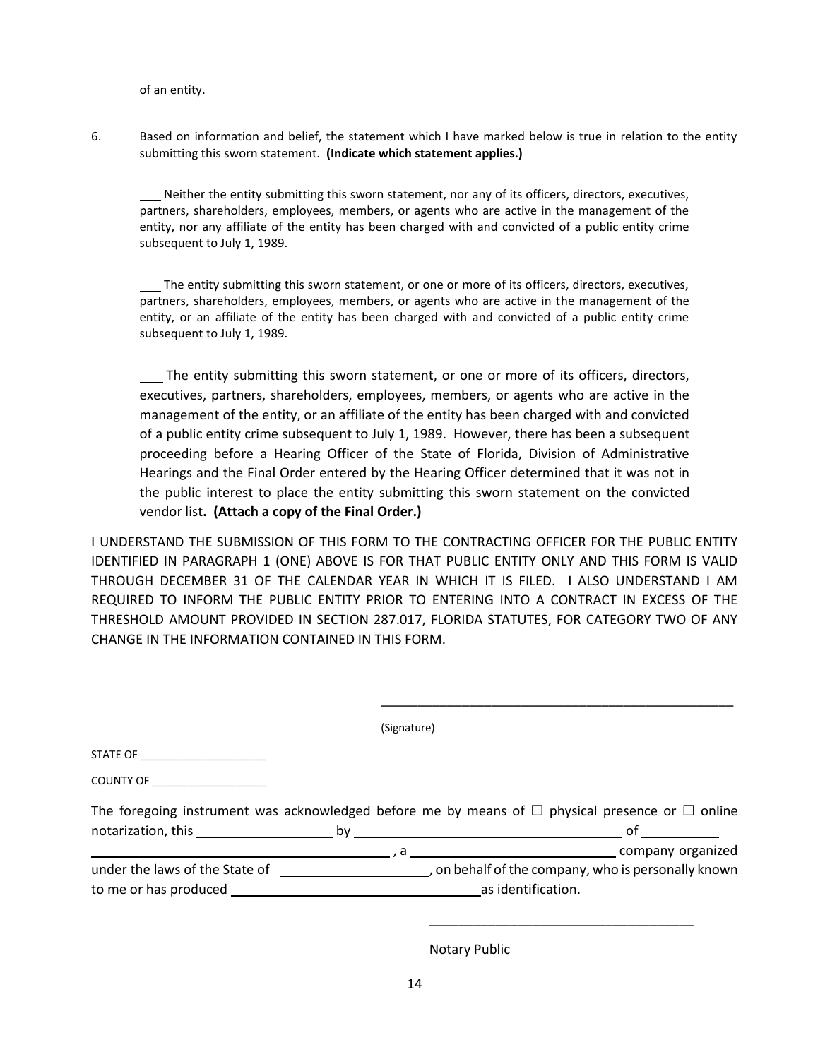of an entity.

6. Based on information and belief, the statement which I have marked below is true in relation to the entity submitting this sworn statement. **(Indicate which statement applies.)**

   ___ Neither the entity submitting this sworn statement, nor any of its officers, directors, executives, partners, shareholders, employees, members, or agents who are active in the management of the entity, nor any affiliate of the entity has been charged with and convicted of a public entity crime subsequent to July 1, 1989.

   ___ The entity submitting this sworn statement, or one or more of its officers, directors, executives, partners, shareholders, employees, members, or agents who are active in the management of the entity, or an affiliate of the entity has been charged with and convicted of a public entity crime subsequent to July 1, 1989.

   ___ The entity submitting this sworn statement, or one or more of its officers, directors, executives, partners, shareholders, employees, members, or agents who are active in the management of the entity, or an affiliate of the entity has been charged with and convicted of a public entity crime subsequent to July 1, 1989. However, there has been a subsequent proceeding before a Hearing Officer of the State of Florida, Division of Administrative Hearings and the Final Order entered by the Hearing Officer determined that it was not in the public interest to place the entity submitting this sworn statement on the convicted vendor list**. (Attach a copy of the Final Order.)**

I UNDERSTAND THE SUBMISSION OF THIS FORM TO THE CONTRACTING OFFICER FOR THE PUBLIC ENTITY IDENTIFIED IN PARAGRAPH 1 (ONE) ABOVE IS FOR THAT PUBLIC ENTITY ONLY AND THIS FORM IS VALID THROUGH DECEMBER 31 OF THE CALENDAR YEAR IN WHICH IT IS FILED. I ALSO UNDERSTAND I AM REQUIRED TO INFORM THE PUBLIC ENTITY PRIOR TO ENTERING INTO A CONTRACT IN EXCESS OF THE THRESHOLD AMOUNT PROVIDED IN SECTION 287.017, FLORIDA STATUTES, FOR CATEGORY TWO OF ANY CHANGE IN THE INFORMATION CONTAINED IN THIS FORM.

\_\_\_\_\_\_\_\_\_\_\_\_\_\_\_\_\_\_\_\_\_\_\_\_\_\_\_\_\_\_\_\_\_\_\_\_\_\_\_\_\_\_\_\_\_\_\_\_

(Signature)

STATE OF \_\_\_\_\_\_\_\_\_\_\_\_\_\_\_\_\_\_\_\_

COUNTY OF \_\_\_\_\_\_\_\_\_\_\_\_\_\_\_\_\_\_

The foregoing instrument was acknowledged before me by means of ☐ physical presence or ☐ online notarization, this \_\_\_\_\_\_\_\_\_\_\_\_\_\_\_\_\_\_ by \_\_\_\_\_\_\_\_\_\_\_\_\_\_\_\_\_\_\_\_\_\_\_\_\_\_\_\_\_\_\_\_\_\_\_\_ of \_\_\_\_\_\_\_\_\_\_ \_\_\_\_\_\_\_\_\_\_\_\_\_\_\_\_\_\_\_\_\_\_\_\_\_\_\_\_\_\_\_\_\_\_\_\_\_\_\_\_\_\_\_\_ , a \_\_\_\_\_\_\_\_\_\_\_\_\_\_\_\_\_\_\_\_\_\_\_\_\_\_\_\_\_\_ company organized under the laws of the State of \_\_\_\_\_\_\_\_\_\_\_\_\_\_\_\_\_\_\_\_\_, on behalf of the company, who is personally known to me or has produced \_\_\_\_\_\_\_\_\_\_\_\_\_\_\_\_\_\_\_\_\_\_\_\_\_\_\_\_\_\_\_\_\_\_\_\_ as identification.

\_\_\_\_\_\_\_\_\_\_\_\_\_\_\_\_\_\_\_\_\_\_\_\_\_\_\_\_\_\_\_\_\_\_\_\_\_\_

Notary Public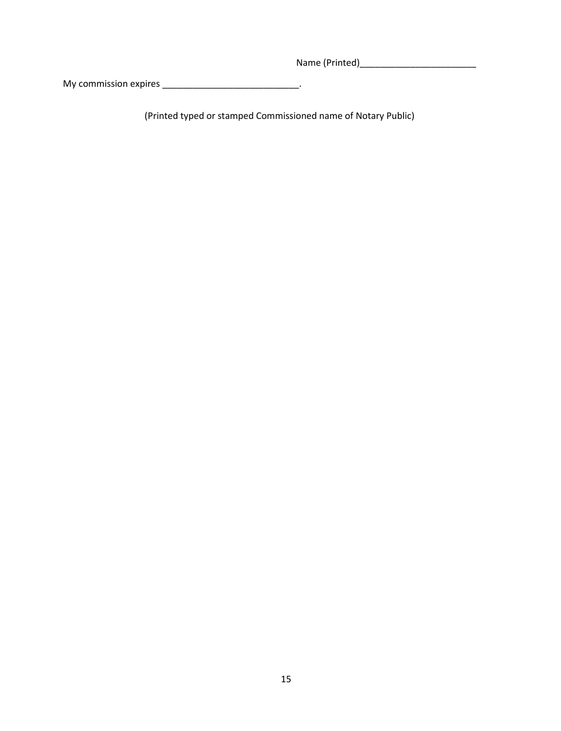Name (Printed)_______________________

My commission expires ___________________________.

(Printed typed or stamped Commissioned name of Notary Public)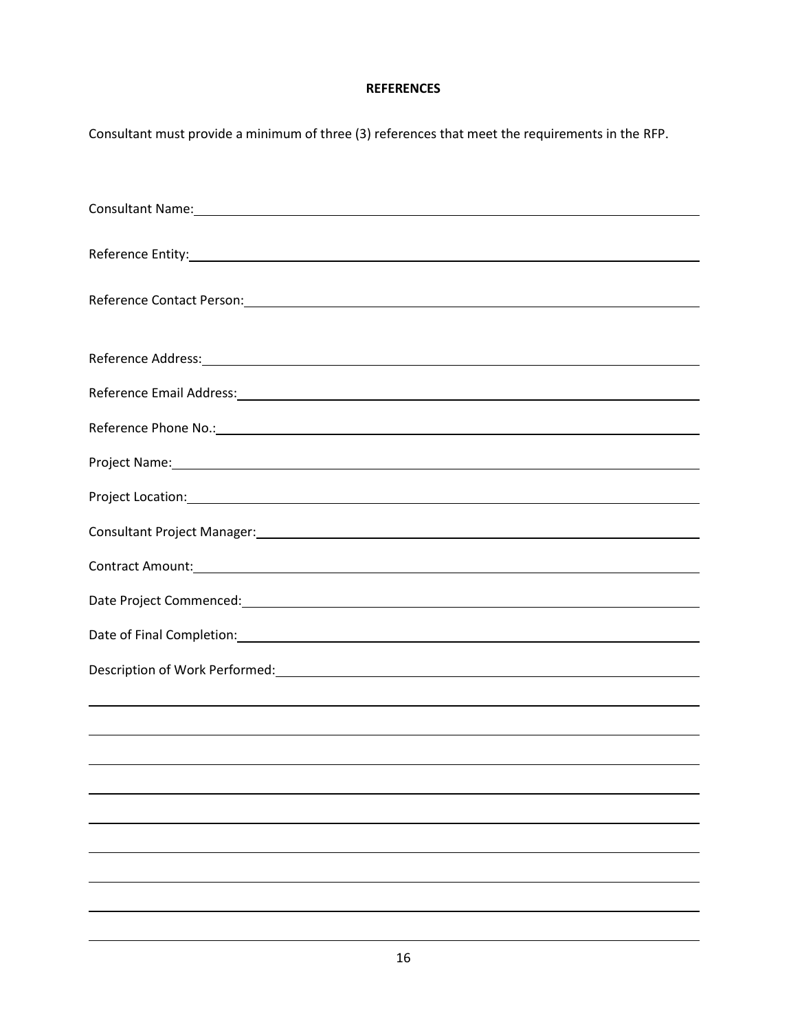## REFERENCES

Consultant must provide a minimum of three (3) references that meet the requirements in the RFP.

Consultant Name: ______________________________________________________________

Reference Entity: ______________________________________________________________

Reference Contact Person: _______________________________________________________

Reference Address: ____________________________________________________________

Reference Email Address: ________________________________________________________

Reference Phone No.: __________________________________________________________

Project Name: _________________________________________________________________

Project Location: _______________________________________________________________

Consultant Project Manager: _____________________________________________________

Contract Amount: ______________________________________________________________

Date Project Commenced: ________________________________________________________

Date of Final Completion: ________________________________________________________

Description of Work Performed: ___________________________________________________

_____________________________________________________________________________

_____________________________________________________________________________

_____________________________________________________________________________

_____________________________________________________________________________

_____________________________________________________________________________

_____________________________________________________________________________

_____________________________________________________________________________

_____________________________________________________________________________

_____________________________________________________________________________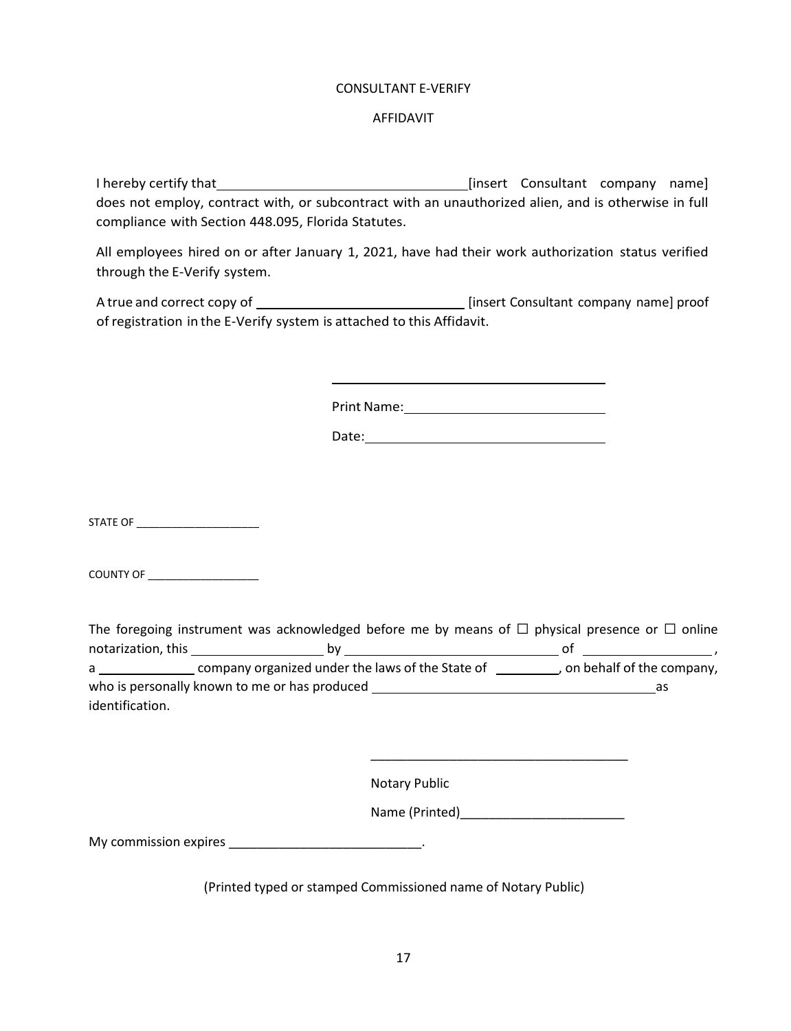CONSULTANT E-VERIFY

AFFIDAVIT

I hereby certify that ________________________________ [insert Consultant company name] does not employ, contract with, or subcontract with an unauthorized alien, and is otherwise in full compliance with Section 448.095, Florida Statutes.

All employees hired on or after January 1, 2021, have had their work authorization status verified through the E-Verify system.

A true and correct copy of ____________________________ [insert Consultant company name] proof of registration in the E-Verify system is attached to this Affidavit.

______________________________________

Print Name: ___________________________

Date: ________________________________

STATE OF ____________________

COUNTY OF __________________

The foregoing instrument was acknowledged before me by means of ☐ physical presence or ☐ online notarization, this __________________ by ______________________________ of __________________ , a ______________ company organized under the laws of the State of _________, on behalf of the company, who is personally known to me or has produced ________________________________________ as identification.

_____________________________________

Notary Public

Name (Printed)________________________

My commission expires ___________________________.

(Printed typed or stamped Commissioned name of Notary Public)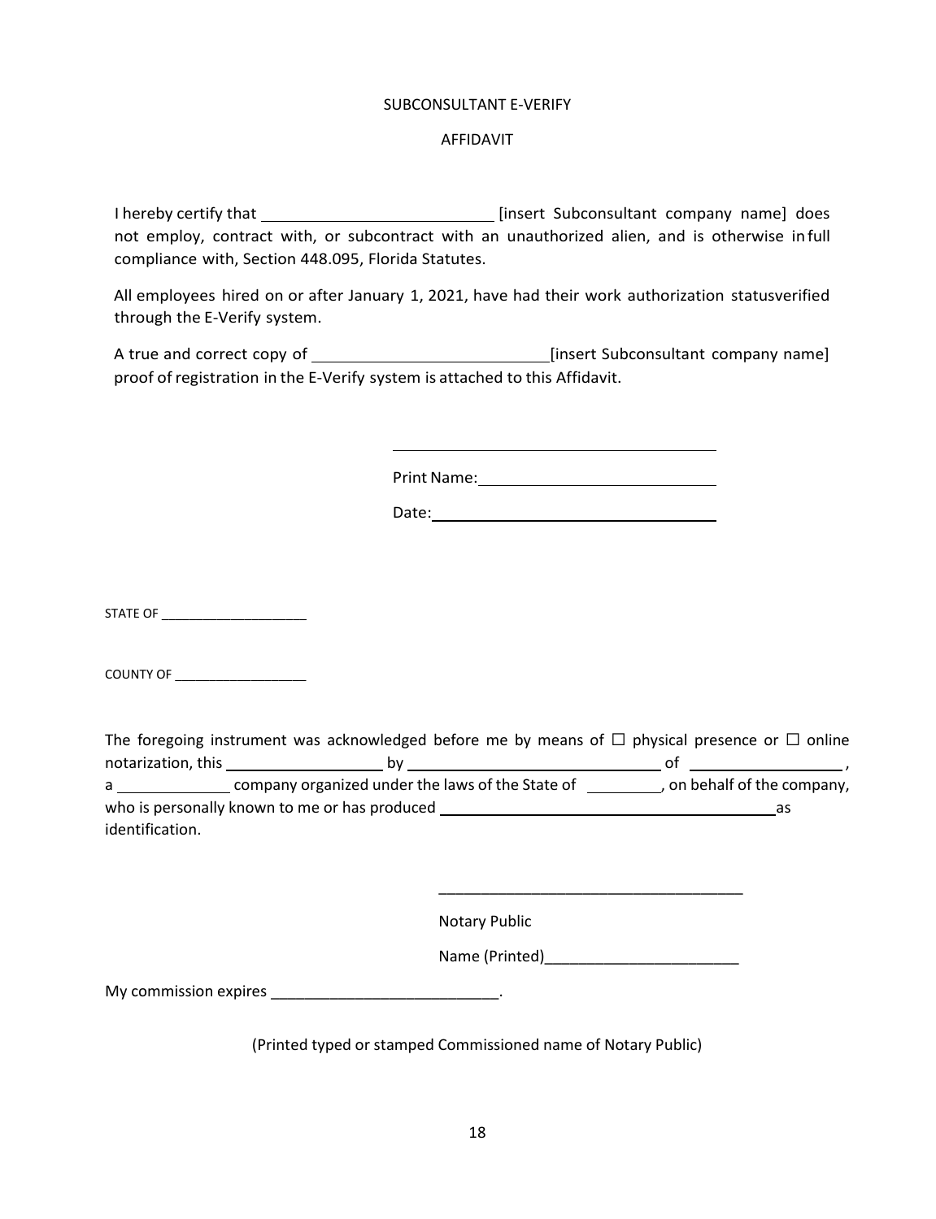SUBCONSULTANT E-VERIFY

AFFIDAVIT

I hereby certify that ____________________________ [insert Subconsultant company name] does not employ, contract with, or subcontract with an unauthorized alien, and is otherwise in full compliance with, Section 448.095, Florida Statutes.

All employees hired on or after January 1, 2021, have had their work authorization status verified through the E-Verify system.

A true and correct copy of ____________________________ [insert Subconsultant company name] proof of registration in the E-Verify system is attached to this Affidavit.

_________________________________________

Print Name: ____________________________

Date: _________________________________

STATE OF ____________________

COUNTY OF __________________

The foregoing instrument was acknowledged before me by means of ☐ physical presence or ☐ online notarization, this ___________________ by ________________________________ of ___________________, a ______________ company organized under the laws of the State of __________, on behalf of the company, who is personally known to me or has produced ____________________________________________ as identification.

____________________________________

Notary Public

Name (Printed)_______________________

My commission expires ___________________________.

(Printed typed or stamped Commissioned name of Notary Public)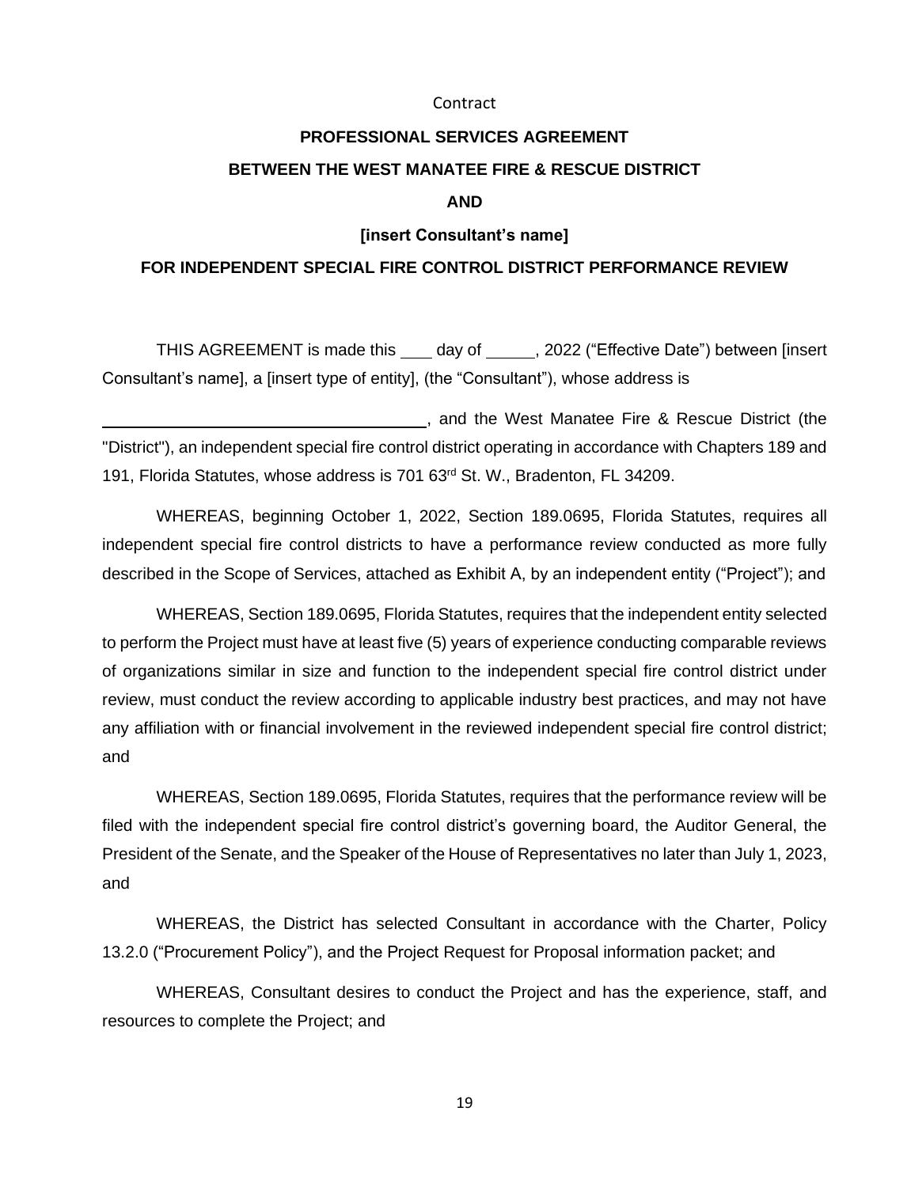Contract

**PROFESSIONAL SERVICES AGREEMENT**

**BETWEEN THE WEST MANATEE FIRE & RESCUE DISTRICT**

**AND**

**[insert Consultant's name]**

**FOR INDEPENDENT SPECIAL FIRE CONTROL DISTRICT PERFORMANCE REVIEW**

THIS AGREEMENT is made this \_\_\_\_ day of \_\_\_\_\_\_, 2022 ("Effective Date") between [insert Consultant's name], a [insert type of entity], (the "Consultant"), whose address is

\_\_\_\_\_\_\_\_\_\_\_\_\_\_\_\_\_\_\_\_\_\_\_\_\_\_\_\_\_\_\_\_\_\_\_\_\_\_, and the West Manatee Fire & Rescue District (the "District"), an independent special fire control district operating in accordance with Chapters 189 and 191, Florida Statutes, whose address is 701 63rd St. W., Bradenton, FL 34209.

WHEREAS, beginning October 1, 2022, Section 189.0695, Florida Statutes, requires all independent special fire control districts to have a performance review conducted as more fully described in the Scope of Services, attached as Exhibit A, by an independent entity ("Project"); and

WHEREAS, Section 189.0695, Florida Statutes, requires that the independent entity selected to perform the Project must have at least five (5) years of experience conducting comparable reviews of organizations similar in size and function to the independent special fire control district under review, must conduct the review according to applicable industry best practices, and may not have any affiliation with or financial involvement in the reviewed independent special fire control district; and

WHEREAS, Section 189.0695, Florida Statutes, requires that the performance review will be filed with the independent special fire control district's governing board, the Auditor General, the President of the Senate, and the Speaker of the House of Representatives no later than July 1, 2023, and

WHEREAS, the District has selected Consultant in accordance with the Charter, Policy 13.2.0 ("Procurement Policy"), and the Project Request for Proposal information packet; and

WHEREAS, Consultant desires to conduct the Project and has the experience, staff, and resources to complete the Project; and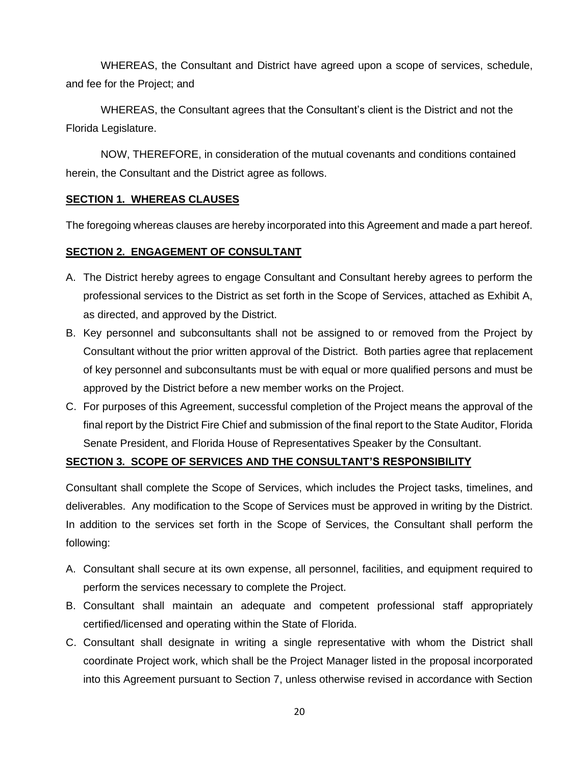WHEREAS, the Consultant and District have agreed upon a scope of services, schedule, and fee for the Project; and

WHEREAS, the Consultant agrees that the Consultant's client is the District and not the Florida Legislature.

NOW, THEREFORE, in consideration of the mutual covenants and conditions contained herein, the Consultant and the District agree as follows.

**SECTION 1. WHEREAS CLAUSES**

The foregoing whereas clauses are hereby incorporated into this Agreement and made a part hereof.

**SECTION 2. ENGAGEMENT OF CONSULTANT**

A. The District hereby agrees to engage Consultant and Consultant hereby agrees to perform the professional services to the District as set forth in the Scope of Services, attached as Exhibit A, as directed, and approved by the District.

B. Key personnel and subconsultants shall not be assigned to or removed from the Project by Consultant without the prior written approval of the District. Both parties agree that replacement of key personnel and subconsultants must be with equal or more qualified persons and must be approved by the District before a new member works on the Project.

C. For purposes of this Agreement, successful completion of the Project means the approval of the final report by the District Fire Chief and submission of the final report to the State Auditor, Florida Senate President, and Florida House of Representatives Speaker by the Consultant.

**SECTION 3. SCOPE OF SERVICES AND THE CONSULTANT'S RESPONSIBILITY**

Consultant shall complete the Scope of Services, which includes the Project tasks, timelines, and deliverables. Any modification to the Scope of Services must be approved in writing by the District. In addition to the services set forth in the Scope of Services, the Consultant shall perform the following:

A. Consultant shall secure at its own expense, all personnel, facilities, and equipment required to perform the services necessary to complete the Project.

B. Consultant shall maintain an adequate and competent professional staff appropriately certified/licensed and operating within the State of Florida.

C. Consultant shall designate in writing a single representative with whom the District shall coordinate Project work, which shall be the Project Manager listed in the proposal incorporated into this Agreement pursuant to Section 7, unless otherwise revised in accordance with Section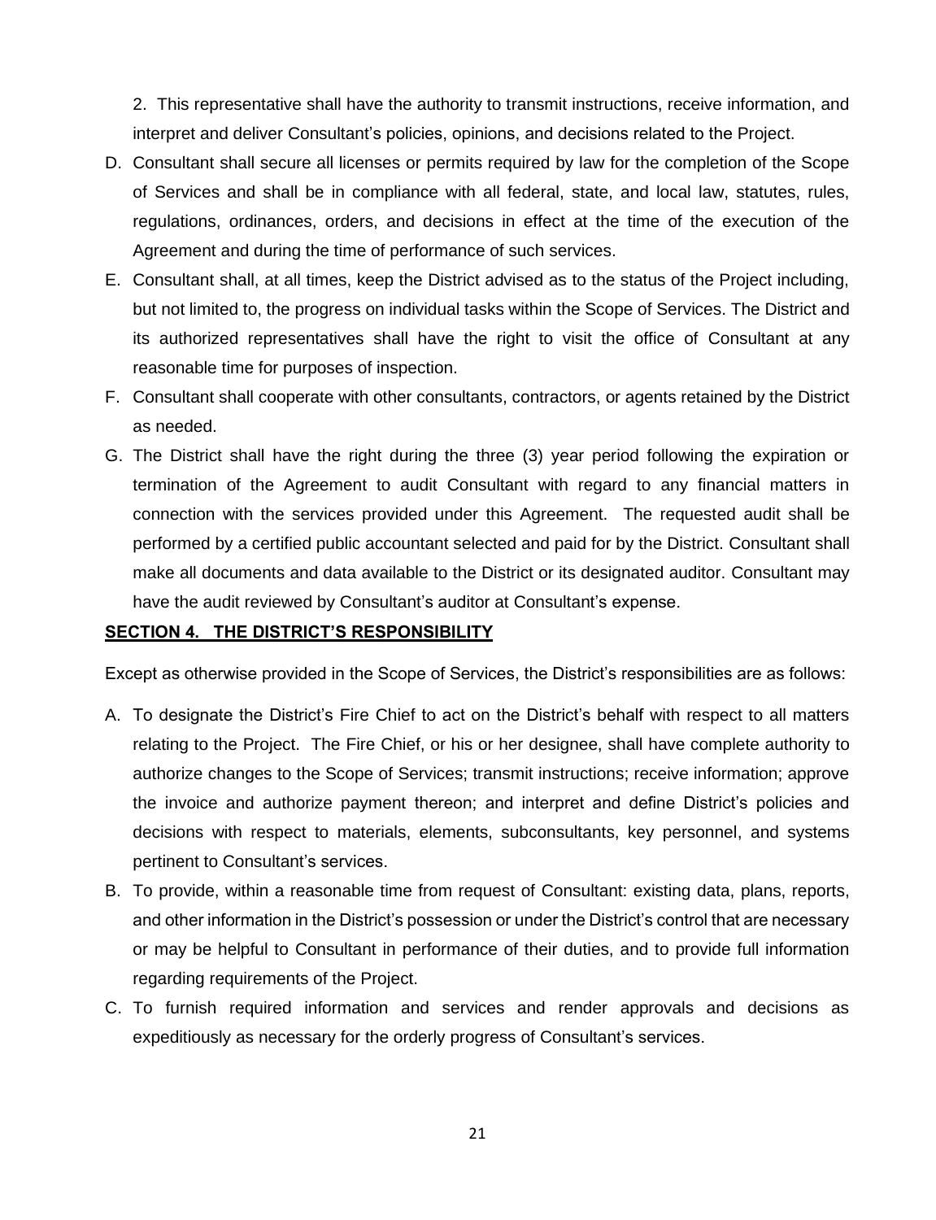2. This representative shall have the authority to transmit instructions, receive information, and interpret and deliver Consultant's policies, opinions, and decisions related to the Project.

D. Consultant shall secure all licenses or permits required by law for the completion of the Scope of Services and shall be in compliance with all federal, state, and local law, statutes, rules, regulations, ordinances, orders, and decisions in effect at the time of the execution of the Agreement and during the time of performance of such services.

E. Consultant shall, at all times, keep the District advised as to the status of the Project including, but not limited to, the progress on individual tasks within the Scope of Services. The District and its authorized representatives shall have the right to visit the office of Consultant at any reasonable time for purposes of inspection.

F. Consultant shall cooperate with other consultants, contractors, or agents retained by the District as needed.

G. The District shall have the right during the three (3) year period following the expiration or termination of the Agreement to audit Consultant with regard to any financial matters in connection with the services provided under this Agreement. The requested audit shall be performed by a certified public accountant selected and paid for by the District. Consultant shall make all documents and data available to the District or its designated auditor. Consultant may have the audit reviewed by Consultant's auditor at Consultant's expense.

## SECTION 4. THE DISTRICT'S RESPONSIBILITY

Except as otherwise provided in the Scope of Services, the District's responsibilities are as follows:

A. To designate the District's Fire Chief to act on the District's behalf with respect to all matters relating to the Project. The Fire Chief, or his or her designee, shall have complete authority to authorize changes to the Scope of Services; transmit instructions; receive information; approve the invoice and authorize payment thereon; and interpret and define District's policies and decisions with respect to materials, elements, subconsultants, key personnel, and systems pertinent to Consultant's services.

B. To provide, within a reasonable time from request of Consultant: existing data, plans, reports, and other information in the District's possession or under the District's control that are necessary or may be helpful to Consultant in performance of their duties, and to provide full information regarding requirements of the Project.

C. To furnish required information and services and render approvals and decisions as expeditiously as necessary for the orderly progress of Consultant's services.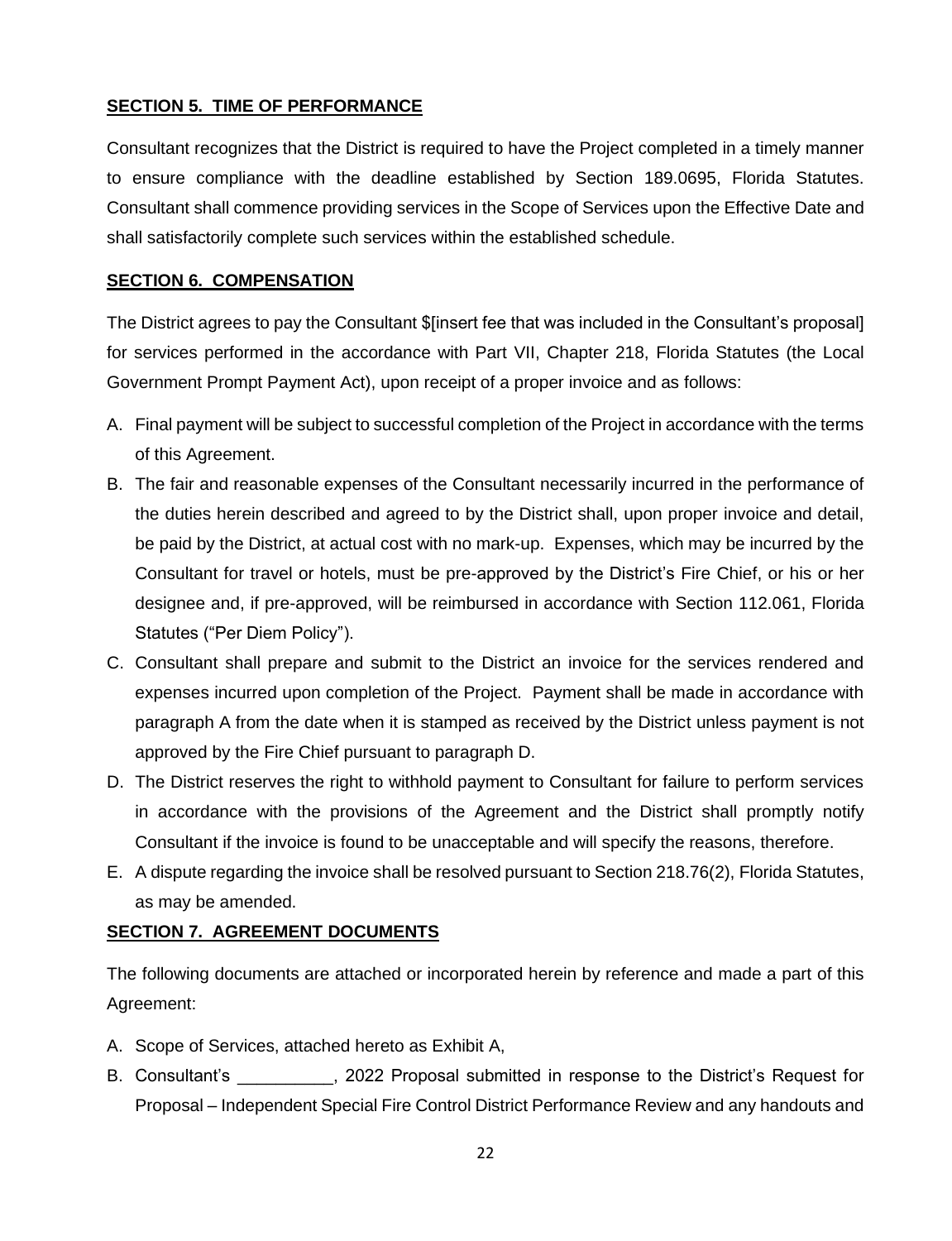**SECTION 5. TIME OF PERFORMANCE**

Consultant recognizes that the District is required to have the Project completed in a timely manner to ensure compliance with the deadline established by Section 189.0695, Florida Statutes. Consultant shall commence providing services in the Scope of Services upon the Effective Date and shall satisfactorily complete such services within the established schedule.

**SECTION 6. COMPENSATION**

The District agrees to pay the Consultant $[insert fee that was included in the Consultant's proposal] for services performed in the accordance with Part VII, Chapter 218, Florida Statutes (the Local Government Prompt Payment Act), upon receipt of a proper invoice and as follows:

A. Final payment will be subject to successful completion of the Project in accordance with the terms of this Agreement.
B. The fair and reasonable expenses of the Consultant necessarily incurred in the performance of the duties herein described and agreed to by the District shall, upon proper invoice and detail, be paid by the District, at actual cost with no mark-up. Expenses, which may be incurred by the Consultant for travel or hotels, must be pre-approved by the District's Fire Chief, or his or her designee and, if pre-approved, will be reimbursed in accordance with Section 112.061, Florida Statutes ("Per Diem Policy").
C. Consultant shall prepare and submit to the District an invoice for the services rendered and expenses incurred upon completion of the Project. Payment shall be made in accordance with paragraph A from the date when it is stamped as received by the District unless payment is not approved by the Fire Chief pursuant to paragraph D.
D. The District reserves the right to withhold payment to Consultant for failure to perform services in accordance with the provisions of the Agreement and the District shall promptly notify Consultant if the invoice is found to be unacceptable and will specify the reasons, therefore.
E. A dispute regarding the invoice shall be resolved pursuant to Section 218.76(2), Florida Statutes, as may be amended.

**SECTION 7. AGREEMENT DOCUMENTS**

The following documents are attached or incorporated herein by reference and made a part of this Agreement:

A. Scope of Services, attached hereto as Exhibit A,
B. Consultant's __________, 2022 Proposal submitted in response to the District's Request for Proposal – Independent Special Fire Control District Performance Review and any handouts and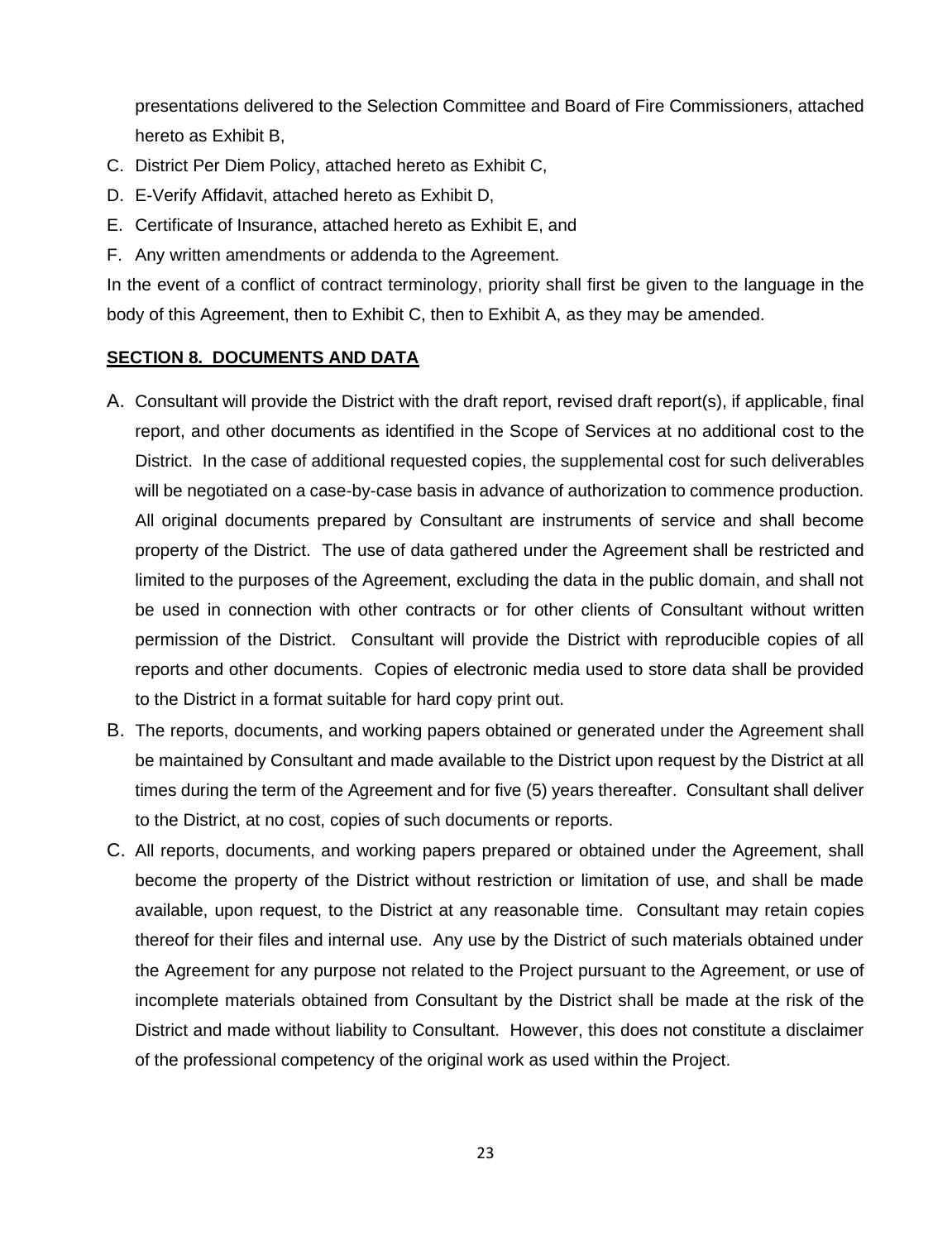presentations delivered to the Selection Committee and Board of Fire Commissioners, attached hereto as Exhibit B,

C. District Per Diem Policy, attached hereto as Exhibit C,
D. E-Verify Affidavit, attached hereto as Exhibit D,
E. Certificate of Insurance, attached hereto as Exhibit E, and
F. Any written amendments or addenda to the Agreement.

In the event of a conflict of contract terminology, priority shall first be given to the language in the body of this Agreement, then to Exhibit C, then to Exhibit A, as they may be amended.

**SECTION 8. DOCUMENTS AND DATA**

A. Consultant will provide the District with the draft report, revised draft report(s), if applicable, final report, and other documents as identified in the Scope of Services at no additional cost to the District. In the case of additional requested copies, the supplemental cost for such deliverables will be negotiated on a case-by-case basis in advance of authorization to commence production. All original documents prepared by Consultant are instruments of service and shall become property of the District. The use of data gathered under the Agreement shall be restricted and limited to the purposes of the Agreement, excluding the data in the public domain, and shall not be used in connection with other contracts or for other clients of Consultant without written permission of the District. Consultant will provide the District with reproducible copies of all reports and other documents. Copies of electronic media used to store data shall be provided to the District in a format suitable for hard copy print out.

B. The reports, documents, and working papers obtained or generated under the Agreement shall be maintained by Consultant and made available to the District upon request by the District at all times during the term of the Agreement and for five (5) years thereafter. Consultant shall deliver to the District, at no cost, copies of such documents or reports.

C. All reports, documents, and working papers prepared or obtained under the Agreement, shall become the property of the District without restriction or limitation of use, and shall be made available, upon request, to the District at any reasonable time. Consultant may retain copies thereof for their files and internal use. Any use by the District of such materials obtained under the Agreement for any purpose not related to the Project pursuant to the Agreement, or use of incomplete materials obtained from Consultant by the District shall be made at the risk of the District and made without liability to Consultant. However, this does not constitute a disclaimer of the professional competency of the original work as used within the Project.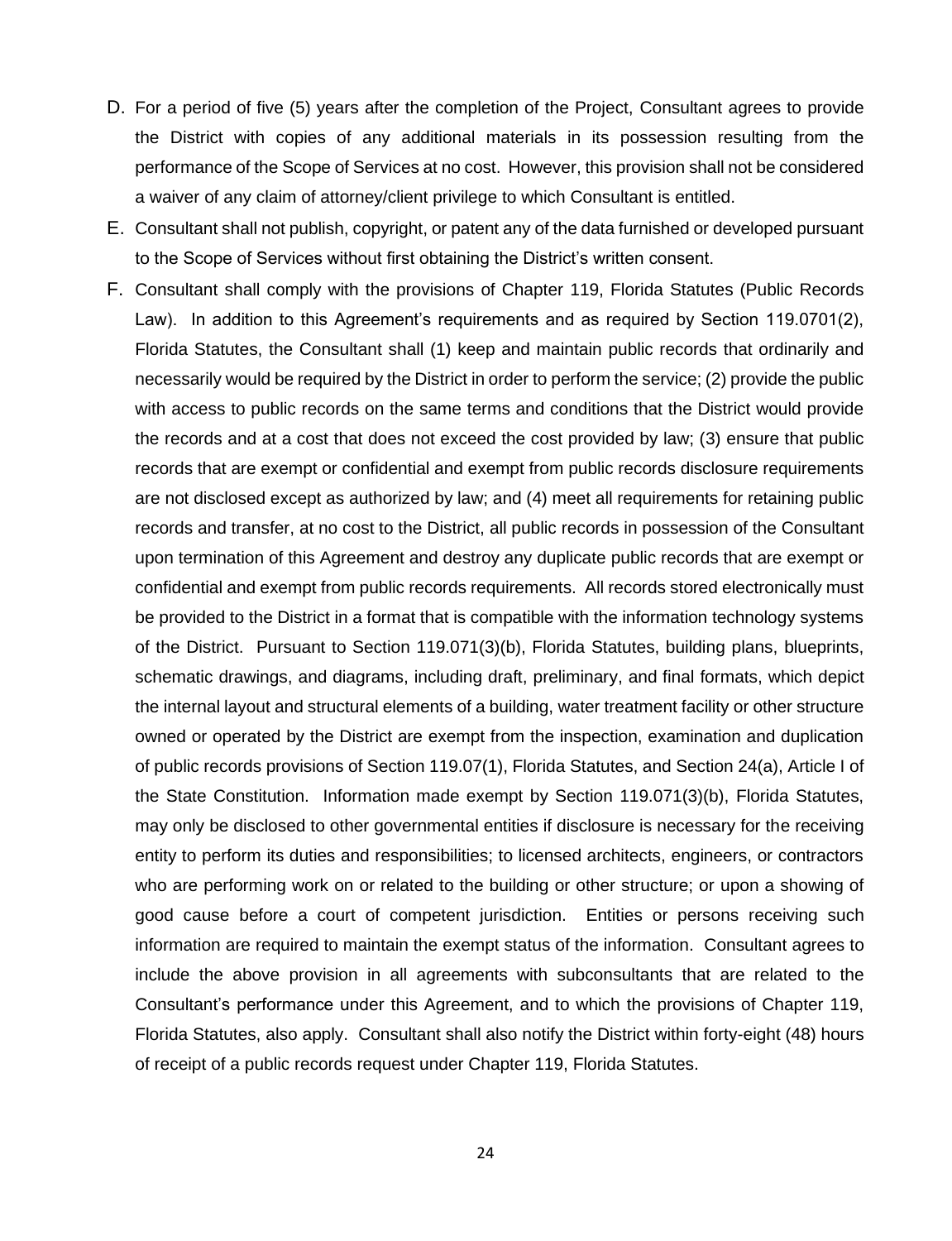D. For a period of five (5) years after the completion of the Project, Consultant agrees to provide the District with copies of any additional materials in its possession resulting from the performance of the Scope of Services at no cost. However, this provision shall not be considered a waiver of any claim of attorney/client privilege to which Consultant is entitled.

E. Consultant shall not publish, copyright, or patent any of the data furnished or developed pursuant to the Scope of Services without first obtaining the District's written consent.

F. Consultant shall comply with the provisions of Chapter 119, Florida Statutes (Public Records Law). In addition to this Agreement's requirements and as required by Section 119.0701(2), Florida Statutes, the Consultant shall (1) keep and maintain public records that ordinarily and necessarily would be required by the District in order to perform the service; (2) provide the public with access to public records on the same terms and conditions that the District would provide the records and at a cost that does not exceed the cost provided by law; (3) ensure that public records that are exempt or confidential and exempt from public records disclosure requirements are not disclosed except as authorized by law; and (4) meet all requirements for retaining public records and transfer, at no cost to the District, all public records in possession of the Consultant upon termination of this Agreement and destroy any duplicate public records that are exempt or confidential and exempt from public records requirements. All records stored electronically must be provided to the District in a format that is compatible with the information technology systems of the District. Pursuant to Section 119.071(3)(b), Florida Statutes, building plans, blueprints, schematic drawings, and diagrams, including draft, preliminary, and final formats, which depict the internal layout and structural elements of a building, water treatment facility or other structure owned or operated by the District are exempt from the inspection, examination and duplication of public records provisions of Section 119.07(1), Florida Statutes, and Section 24(a), Article I of the State Constitution. Information made exempt by Section 119.071(3)(b), Florida Statutes, may only be disclosed to other governmental entities if disclosure is necessary for the receiving entity to perform its duties and responsibilities; to licensed architects, engineers, or contractors who are performing work on or related to the building or other structure; or upon a showing of good cause before a court of competent jurisdiction. Entities or persons receiving such information are required to maintain the exempt status of the information. Consultant agrees to include the above provision in all agreements with subconsultants that are related to the Consultant's performance under this Agreement, and to which the provisions of Chapter 119, Florida Statutes, also apply. Consultant shall also notify the District within forty-eight (48) hours of receipt of a public records request under Chapter 119, Florida Statutes.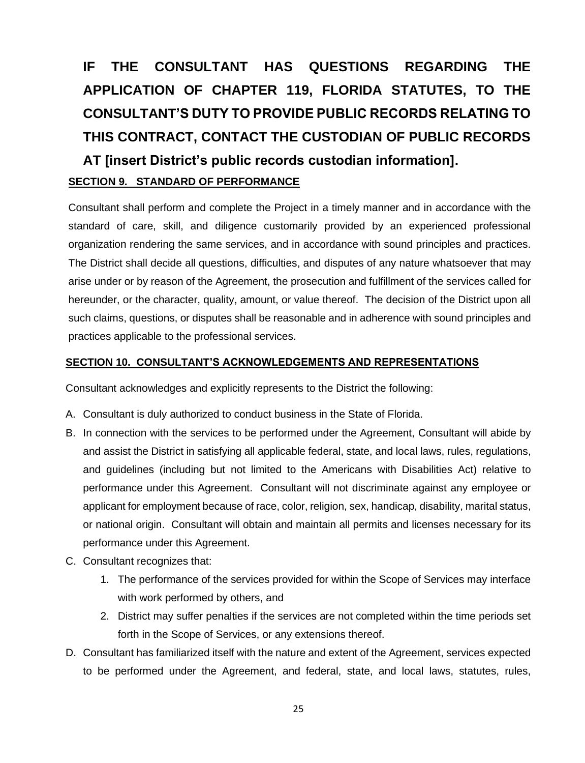**IF THE CONSULTANT HAS QUESTIONS REGARDING THE APPLICATION OF CHAPTER 119, FLORIDA STATUTES, TO THE CONSULTANT'S DUTY TO PROVIDE PUBLIC RECORDS RELATING TO THIS CONTRACT, CONTACT THE CUSTODIAN OF PUBLIC RECORDS AT [insert District's public records custodian information].**

## SECTION 9. STANDARD OF PERFORMANCE

Consultant shall perform and complete the Project in a timely manner and in accordance with the standard of care, skill, and diligence customarily provided by an experienced professional organization rendering the same services, and in accordance with sound principles and practices. The District shall decide all questions, difficulties, and disputes of any nature whatsoever that may arise under or by reason of the Agreement, the prosecution and fulfillment of the services called for hereunder, or the character, quality, amount, or value thereof. The decision of the District upon all such claims, questions, or disputes shall be reasonable and in adherence with sound principles and practices applicable to the professional services.

## SECTION 10. CONSULTANT'S ACKNOWLEDGEMENTS AND REPRESENTATIONS

Consultant acknowledges and explicitly represents to the District the following:

A. Consultant is duly authorized to conduct business in the State of Florida.

B. In connection with the services to be performed under the Agreement, Consultant will abide by and assist the District in satisfying all applicable federal, state, and local laws, rules, regulations, and guidelines (including but not limited to the Americans with Disabilities Act) relative to performance under this Agreement. Consultant will not discriminate against any employee or applicant for employment because of race, color, religion, sex, handicap, disability, marital status, or national origin. Consultant will obtain and maintain all permits and licenses necessary for its performance under this Agreement.

C. Consultant recognizes that:

1. The performance of the services provided for within the Scope of Services may interface with work performed by others, and
2. District may suffer penalties if the services are not completed within the time periods set forth in the Scope of Services, or any extensions thereof.

D. Consultant has familiarized itself with the nature and extent of the Agreement, services expected to be performed under the Agreement, and federal, state, and local laws, statutes, rules,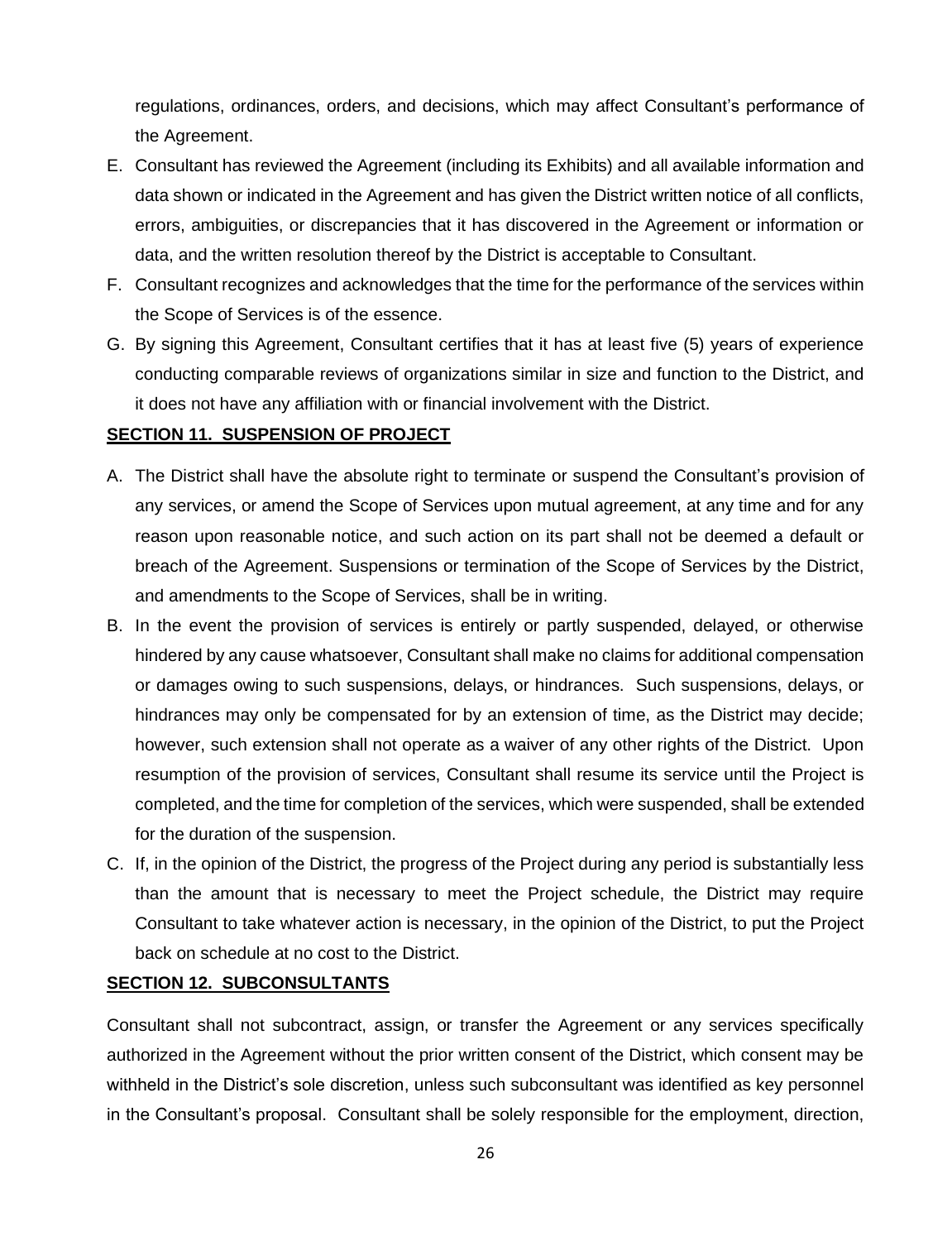regulations, ordinances, orders, and decisions, which may affect Consultant's performance of the Agreement.

E. Consultant has reviewed the Agreement (including its Exhibits) and all available information and data shown or indicated in the Agreement and has given the District written notice of all conflicts, errors, ambiguities, or discrepancies that it has discovered in the Agreement or information or data, and the written resolution thereof by the District is acceptable to Consultant.
F. Consultant recognizes and acknowledges that the time for the performance of the services within the Scope of Services is of the essence.
G. By signing this Agreement, Consultant certifies that it has at least five (5) years of experience conducting comparable reviews of organizations similar in size and function to the District, and it does not have any affiliation with or financial involvement with the District.

**SECTION 11. SUSPENSION OF PROJECT**

A. The District shall have the absolute right to terminate or suspend the Consultant's provision of any services, or amend the Scope of Services upon mutual agreement, at any time and for any reason upon reasonable notice, and such action on its part shall not be deemed a default or breach of the Agreement. Suspensions or termination of the Scope of Services by the District, and amendments to the Scope of Services, shall be in writing.
B. In the event the provision of services is entirely or partly suspended, delayed, or otherwise hindered by any cause whatsoever, Consultant shall make no claims for additional compensation or damages owing to such suspensions, delays, or hindrances. Such suspensions, delays, or hindrances may only be compensated for by an extension of time, as the District may decide; however, such extension shall not operate as a waiver of any other rights of the District. Upon resumption of the provision of services, Consultant shall resume its service until the Project is completed, and the time for completion of the services, which were suspended, shall be extended for the duration of the suspension.
C. If, in the opinion of the District, the progress of the Project during any period is substantially less than the amount that is necessary to meet the Project schedule, the District may require Consultant to take whatever action is necessary, in the opinion of the District, to put the Project back on schedule at no cost to the District.

**SECTION 12. SUBCONSULTANTS**

Consultant shall not subcontract, assign, or transfer the Agreement or any services specifically authorized in the Agreement without the prior written consent of the District, which consent may be withheld in the District's sole discretion, unless such subconsultant was identified as key personnel in the Consultant's proposal. Consultant shall be solely responsible for the employment, direction,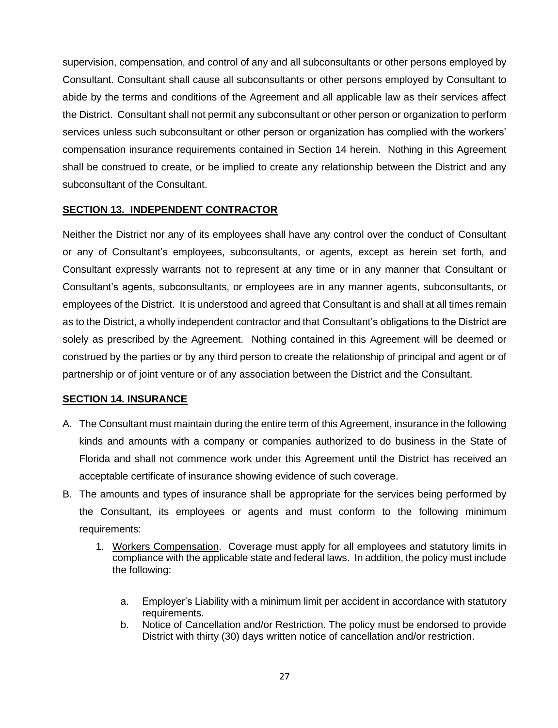supervision, compensation, and control of any and all subconsultants or other persons employed by Consultant. Consultant shall cause all subconsultants or other persons employed by Consultant to abide by the terms and conditions of the Agreement and all applicable law as their services affect the District. Consultant shall not permit any subconsultant or other person or organization to perform services unless such subconsultant or other person or organization has complied with the workers' compensation insurance requirements contained in Section 14 herein. Nothing in this Agreement shall be construed to create, or be implied to create any relationship between the District and any subconsultant of the Consultant.

## SECTION 13. INDEPENDENT CONTRACTOR

Neither the District nor any of its employees shall have any control over the conduct of Consultant or any of Consultant's employees, subconsultants, or agents, except as herein set forth, and Consultant expressly warrants not to represent at any time or in any manner that Consultant or Consultant's agents, subconsultants, or employees are in any manner agents, subconsultants, or employees of the District. It is understood and agreed that Consultant is and shall at all times remain as to the District, a wholly independent contractor and that Consultant's obligations to the District are solely as prescribed by the Agreement. Nothing contained in this Agreement will be deemed or construed by the parties or by any third person to create the relationship of principal and agent or of partnership or of joint venture or of any association between the District and the Consultant.

## SECTION 14. INSURANCE

A. The Consultant must maintain during the entire term of this Agreement, insurance in the following kinds and amounts with a company or companies authorized to do business in the State of Florida and shall not commence work under this Agreement until the District has received an acceptable certificate of insurance showing evidence of such coverage.

B. The amounts and types of insurance shall be appropriate for the services being performed by the Consultant, its employees or agents and must conform to the following minimum requirements:

   1. Workers Compensation. Coverage must apply for all employees and statutory limits in compliance with the applicable state and federal laws. In addition, the policy must include the following:

      a. Employer's Liability with a minimum limit per accident in accordance with statutory requirements.
      b. Notice of Cancellation and/or Restriction. The policy must be endorsed to provide District with thirty (30) days written notice of cancellation and/or restriction.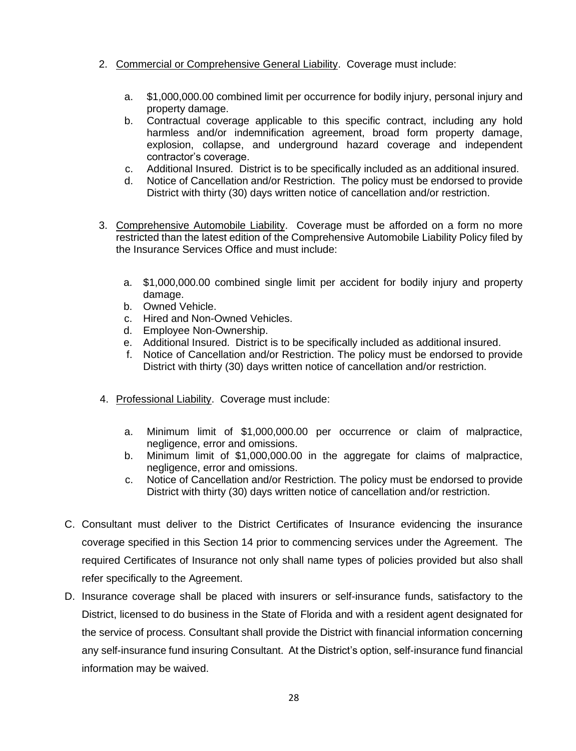2. Commercial or Comprehensive General Liability. Coverage must include:

    a. $1,000,000.00 combined limit per occurrence for bodily injury, personal injury and property damage.
    b. Contractual coverage applicable to this specific contract, including any hold harmless and/or indemnification agreement, broad form property damage, explosion, collapse, and underground hazard coverage and independent contractor's coverage.
    c. Additional Insured. District is to be specifically included as an additional insured.
    d. Notice of Cancellation and/or Restriction. The policy must be endorsed to provide District with thirty (30) days written notice of cancellation and/or restriction.

3. Comprehensive Automobile Liability. Coverage must be afforded on a form no more restricted than the latest edition of the Comprehensive Automobile Liability Policy filed by the Insurance Services Office and must include:

    a. $1,000,000.00 combined single limit per accident for bodily injury and property damage.
    b. Owned Vehicle.
    c. Hired and Non-Owned Vehicles.
    d. Employee Non-Ownership.
    e. Additional Insured. District is to be specifically included as additional insured.
    f. Notice of Cancellation and/or Restriction. The policy must be endorsed to provide District with thirty (30) days written notice of cancellation and/or restriction.

4. Professional Liability. Coverage must include:

    a. Minimum limit of $1,000,000.00 per occurrence or claim of malpractice, negligence, error and omissions.
    b. Minimum limit of $1,000,000.00 in the aggregate for claims of malpractice, negligence, error and omissions.
    c. Notice of Cancellation and/or Restriction. The policy must be endorsed to provide District with thirty (30) days written notice of cancellation and/or restriction.

C. Consultant must deliver to the District Certificates of Insurance evidencing the insurance coverage specified in this Section 14 prior to commencing services under the Agreement. The required Certificates of Insurance not only shall name types of policies provided but also shall refer specifically to the Agreement.

D. Insurance coverage shall be placed with insurers or self-insurance funds, satisfactory to the District, licensed to do business in the State of Florida and with a resident agent designated for the service of process. Consultant shall provide the District with financial information concerning any self-insurance fund insuring Consultant. At the District's option, self-insurance fund financial information may be waived.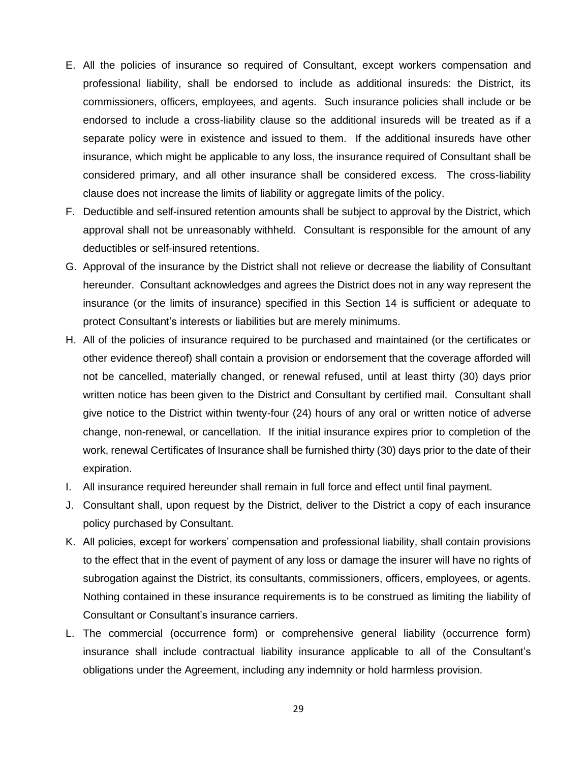E. All the policies of insurance so required of Consultant, except workers compensation and professional liability, shall be endorsed to include as additional insureds: the District, its commissioners, officers, employees, and agents. Such insurance policies shall include or be endorsed to include a cross-liability clause so the additional insureds will be treated as if a separate policy were in existence and issued to them. If the additional insureds have other insurance, which might be applicable to any loss, the insurance required of Consultant shall be considered primary, and all other insurance shall be considered excess. The cross-liability clause does not increase the limits of liability or aggregate limits of the policy.

F. Deductible and self-insured retention amounts shall be subject to approval by the District, which approval shall not be unreasonably withheld. Consultant is responsible for the amount of any deductibles or self-insured retentions.

G. Approval of the insurance by the District shall not relieve or decrease the liability of Consultant hereunder. Consultant acknowledges and agrees the District does not in any way represent the insurance (or the limits of insurance) specified in this Section 14 is sufficient or adequate to protect Consultant's interests or liabilities but are merely minimums.

H. All of the policies of insurance required to be purchased and maintained (or the certificates or other evidence thereof) shall contain a provision or endorsement that the coverage afforded will not be cancelled, materially changed, or renewal refused, until at least thirty (30) days prior written notice has been given to the District and Consultant by certified mail. Consultant shall give notice to the District within twenty-four (24) hours of any oral or written notice of adverse change, non-renewal, or cancellation. If the initial insurance expires prior to completion of the work, renewal Certificates of Insurance shall be furnished thirty (30) days prior to the date of their expiration.

I. All insurance required hereunder shall remain in full force and effect until final payment.

J. Consultant shall, upon request by the District, deliver to the District a copy of each insurance policy purchased by Consultant.

K. All policies, except for workers' compensation and professional liability, shall contain provisions to the effect that in the event of payment of any loss or damage the insurer will have no rights of subrogation against the District, its consultants, commissioners, officers, employees, or agents. Nothing contained in these insurance requirements is to be construed as limiting the liability of Consultant or Consultant's insurance carriers.

L. The commercial (occurrence form) or comprehensive general liability (occurrence form) insurance shall include contractual liability insurance applicable to all of the Consultant's obligations under the Agreement, including any indemnity or hold harmless provision.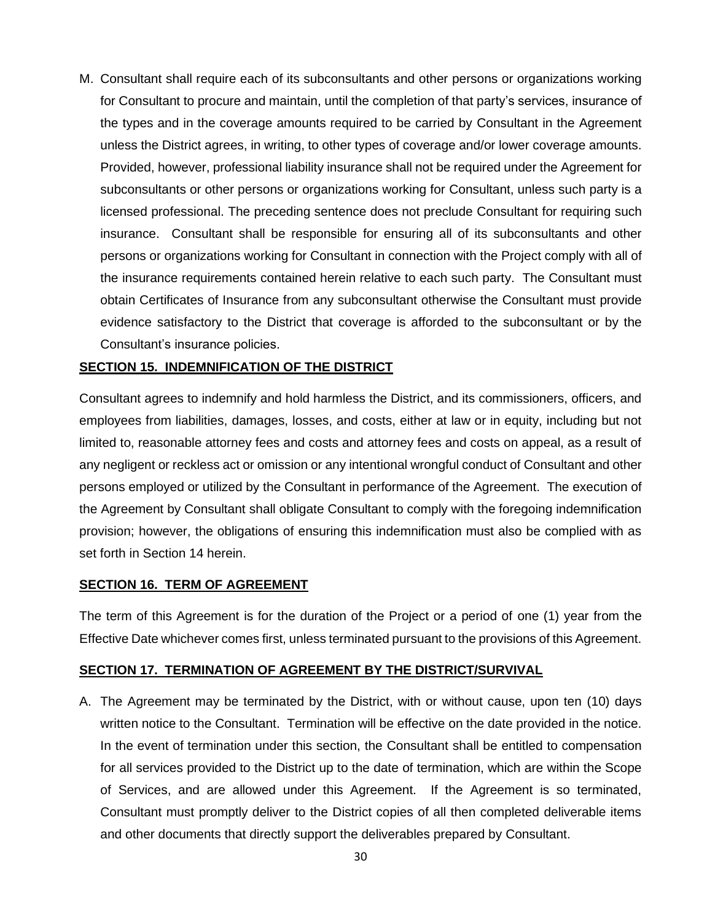M. Consultant shall require each of its subconsultants and other persons or organizations working for Consultant to procure and maintain, until the completion of that party's services, insurance of the types and in the coverage amounts required to be carried by Consultant in the Agreement unless the District agrees, in writing, to other types of coverage and/or lower coverage amounts. Provided, however, professional liability insurance shall not be required under the Agreement for subconsultants or other persons or organizations working for Consultant, unless such party is a licensed professional. The preceding sentence does not preclude Consultant for requiring such insurance. Consultant shall be responsible for ensuring all of its subconsultants and other persons or organizations working for Consultant in connection with the Project comply with all of the insurance requirements contained herein relative to each such party. The Consultant must obtain Certificates of Insurance from any subconsultant otherwise the Consultant must provide evidence satisfactory to the District that coverage is afforded to the subconsultant or by the Consultant's insurance policies.

## SECTION 15. INDEMNIFICATION OF THE DISTRICT

Consultant agrees to indemnify and hold harmless the District, and its commissioners, officers, and employees from liabilities, damages, losses, and costs, either at law or in equity, including but not limited to, reasonable attorney fees and costs and attorney fees and costs on appeal, as a result of any negligent or reckless act or omission or any intentional wrongful conduct of Consultant and other persons employed or utilized by the Consultant in performance of the Agreement. The execution of the Agreement by Consultant shall obligate Consultant to comply with the foregoing indemnification provision; however, the obligations of ensuring this indemnification must also be complied with as set forth in Section 14 herein.

## SECTION 16. TERM OF AGREEMENT

The term of this Agreement is for the duration of the Project or a period of one (1) year from the Effective Date whichever comes first, unless terminated pursuant to the provisions of this Agreement.

## SECTION 17. TERMINATION OF AGREEMENT BY THE DISTRICT/SURVIVAL

A. The Agreement may be terminated by the District, with or without cause, upon ten (10) days written notice to the Consultant. Termination will be effective on the date provided in the notice. In the event of termination under this section, the Consultant shall be entitled to compensation for all services provided to the District up to the date of termination, which are within the Scope of Services, and are allowed under this Agreement. If the Agreement is so terminated, Consultant must promptly deliver to the District copies of all then completed deliverable items and other documents that directly support the deliverables prepared by Consultant.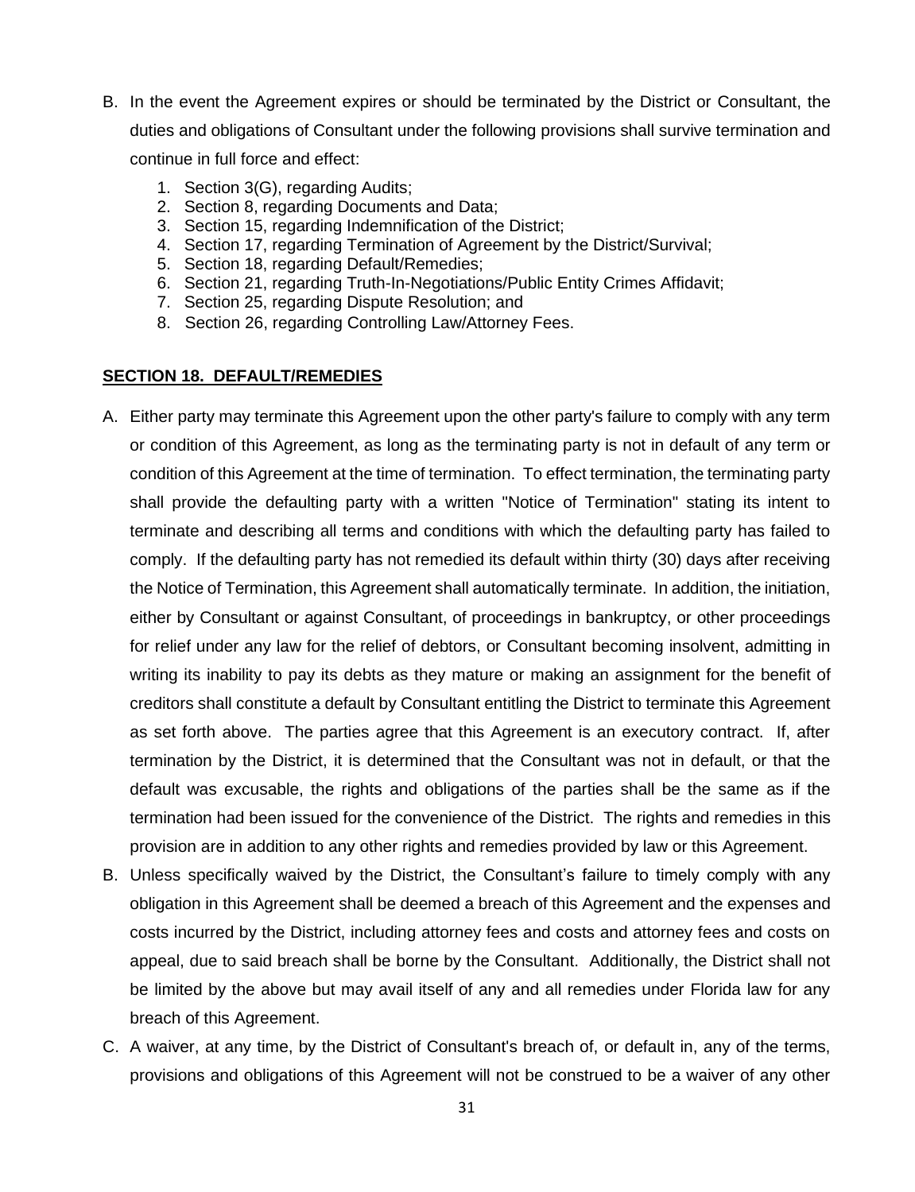B. In the event the Agreement expires or should be terminated by the District or Consultant, the duties and obligations of Consultant under the following provisions shall survive termination and continue in full force and effect:

   1. Section 3(G), regarding Audits;
   2. Section 8, regarding Documents and Data;
   3. Section 15, regarding Indemnification of the District;
   4. Section 17, regarding Termination of Agreement by the District/Survival;
   5. Section 18, regarding Default/Remedies;
   6. Section 21, regarding Truth-In-Negotiations/Public Entity Crimes Affidavit;
   7. Section 25, regarding Dispute Resolution; and
   8. Section 26, regarding Controlling Law/Attorney Fees.

**SECTION 18. DEFAULT/REMEDIES**

A. Either party may terminate this Agreement upon the other party's failure to comply with any term or condition of this Agreement, as long as the terminating party is not in default of any term or condition of this Agreement at the time of termination. To effect termination, the terminating party shall provide the defaulting party with a written "Notice of Termination" stating its intent to terminate and describing all terms and conditions with which the defaulting party has failed to comply. If the defaulting party has not remedied its default within thirty (30) days after receiving the Notice of Termination, this Agreement shall automatically terminate. In addition, the initiation, either by Consultant or against Consultant, of proceedings in bankruptcy, or other proceedings for relief under any law for the relief of debtors, or Consultant becoming insolvent, admitting in writing its inability to pay its debts as they mature or making an assignment for the benefit of creditors shall constitute a default by Consultant entitling the District to terminate this Agreement as set forth above. The parties agree that this Agreement is an executory contract. If, after termination by the District, it is determined that the Consultant was not in default, or that the default was excusable, the rights and obligations of the parties shall be the same as if the termination had been issued for the convenience of the District. The rights and remedies in this provision are in addition to any other rights and remedies provided by law or this Agreement.

B. Unless specifically waived by the District, the Consultant's failure to timely comply with any obligation in this Agreement shall be deemed a breach of this Agreement and the expenses and costs incurred by the District, including attorney fees and costs and attorney fees and costs on appeal, due to said breach shall be borne by the Consultant. Additionally, the District shall not be limited by the above but may avail itself of any and all remedies under Florida law for any breach of this Agreement.

C. A waiver, at any time, by the District of Consultant's breach of, or default in, any of the terms, provisions and obligations of this Agreement will not be construed to be a waiver of any other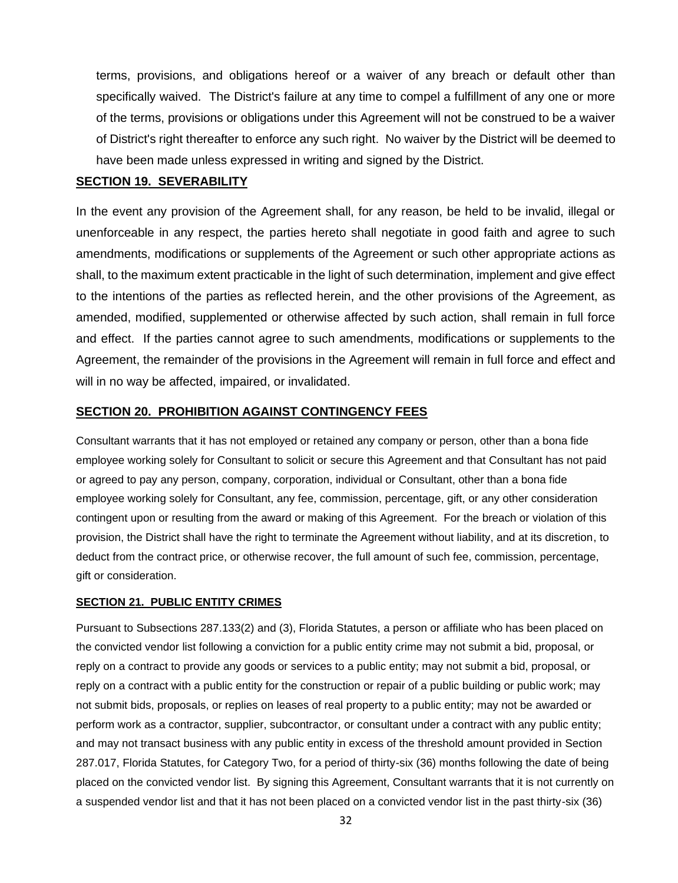terms, provisions, and obligations hereof or a waiver of any breach or default other than specifically waived. The District's failure at any time to compel a fulfillment of any one or more of the terms, provisions or obligations under this Agreement will not be construed to be a waiver of District's right thereafter to enforce any such right. No waiver by the District will be deemed to have been made unless expressed in writing and signed by the District.

## SECTION 19. SEVERABILITY

In the event any provision of the Agreement shall, for any reason, be held to be invalid, illegal or unenforceable in any respect, the parties hereto shall negotiate in good faith and agree to such amendments, modifications or supplements of the Agreement or such other appropriate actions as shall, to the maximum extent practicable in the light of such determination, implement and give effect to the intentions of the parties as reflected herein, and the other provisions of the Agreement, as amended, modified, supplemented or otherwise affected by such action, shall remain in full force and effect. If the parties cannot agree to such amendments, modifications or supplements to the Agreement, the remainder of the provisions in the Agreement will remain in full force and effect and will in no way be affected, impaired, or invalidated.

## SECTION 20. PROHIBITION AGAINST CONTINGENCY FEES

Consultant warrants that it has not employed or retained any company or person, other than a bona fide employee working solely for Consultant to solicit or secure this Agreement and that Consultant has not paid or agreed to pay any person, company, corporation, individual or Consultant, other than a bona fide employee working solely for Consultant, any fee, commission, percentage, gift, or any other consideration contingent upon or resulting from the award or making of this Agreement. For the breach or violation of this provision, the District shall have the right to terminate the Agreement without liability, and at its discretion, to deduct from the contract price, or otherwise recover, the full amount of such fee, commission, percentage, gift or consideration.

## SECTION 21. PUBLIC ENTITY CRIMES

Pursuant to Subsections 287.133(2) and (3), Florida Statutes, a person or affiliate who has been placed on the convicted vendor list following a conviction for a public entity crime may not submit a bid, proposal, or reply on a contract to provide any goods or services to a public entity; may not submit a bid, proposal, or reply on a contract with a public entity for the construction or repair of a public building or public work; may not submit bids, proposals, or replies on leases of real property to a public entity; may not be awarded or perform work as a contractor, supplier, subcontractor, or consultant under a contract with any public entity; and may not transact business with any public entity in excess of the threshold amount provided in Section 287.017, Florida Statutes, for Category Two, for a period of thirty-six (36) months following the date of being placed on the convicted vendor list. By signing this Agreement, Consultant warrants that it is not currently on a suspended vendor list and that it has not been placed on a convicted vendor list in the past thirty-six (36)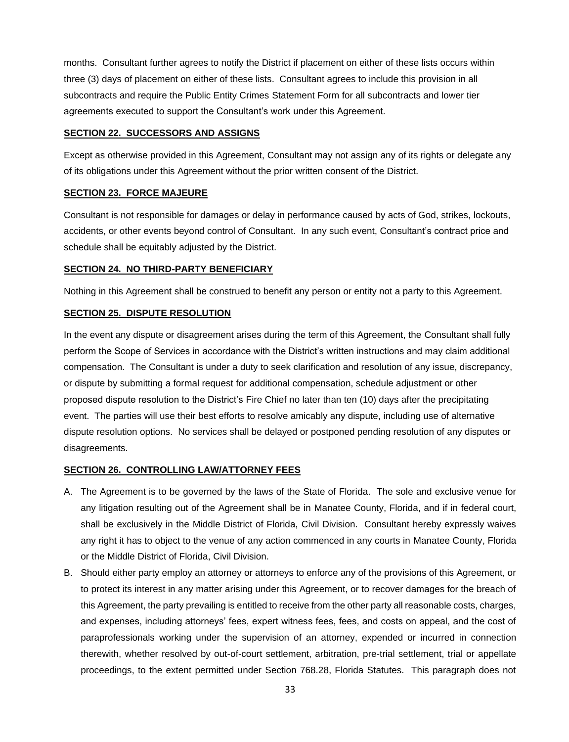months. Consultant further agrees to notify the District if placement on either of these lists occurs within three (3) days of placement on either of these lists. Consultant agrees to include this provision in all subcontracts and require the Public Entity Crimes Statement Form for all subcontracts and lower tier agreements executed to support the Consultant's work under this Agreement.

## SECTION 22. SUCCESSORS AND ASSIGNS

Except as otherwise provided in this Agreement, Consultant may not assign any of its rights or delegate any of its obligations under this Agreement without the prior written consent of the District.

## SECTION 23. FORCE MAJEURE

Consultant is not responsible for damages or delay in performance caused by acts of God, strikes, lockouts, accidents, or other events beyond control of Consultant. In any such event, Consultant's contract price and schedule shall be equitably adjusted by the District.

## SECTION 24. NO THIRD-PARTY BENEFICIARY

Nothing in this Agreement shall be construed to benefit any person or entity not a party to this Agreement.

## SECTION 25. DISPUTE RESOLUTION

In the event any dispute or disagreement arises during the term of this Agreement, the Consultant shall fully perform the Scope of Services in accordance with the District's written instructions and may claim additional compensation. The Consultant is under a duty to seek clarification and resolution of any issue, discrepancy, or dispute by submitting a formal request for additional compensation, schedule adjustment or other proposed dispute resolution to the District's Fire Chief no later than ten (10) days after the precipitating event. The parties will use their best efforts to resolve amicably any dispute, including use of alternative dispute resolution options. No services shall be delayed or postponed pending resolution of any disputes or disagreements.

## SECTION 26. CONTROLLING LAW/ATTORNEY FEES

A. The Agreement is to be governed by the laws of the State of Florida. The sole and exclusive venue for any litigation resulting out of the Agreement shall be in Manatee County, Florida, and if in federal court, shall be exclusively in the Middle District of Florida, Civil Division. Consultant hereby expressly waives any right it has to object to the venue of any action commenced in any courts in Manatee County, Florida or the Middle District of Florida, Civil Division.

B. Should either party employ an attorney or attorneys to enforce any of the provisions of this Agreement, or to protect its interest in any matter arising under this Agreement, or to recover damages for the breach of this Agreement, the party prevailing is entitled to receive from the other party all reasonable costs, charges, and expenses, including attorneys' fees, expert witness fees, fees, and costs on appeal, and the cost of paraprofessionals working under the supervision of an attorney, expended or incurred in connection therewith, whether resolved by out-of-court settlement, arbitration, pre-trial settlement, trial or appellate proceedings, to the extent permitted under Section 768.28, Florida Statutes. This paragraph does not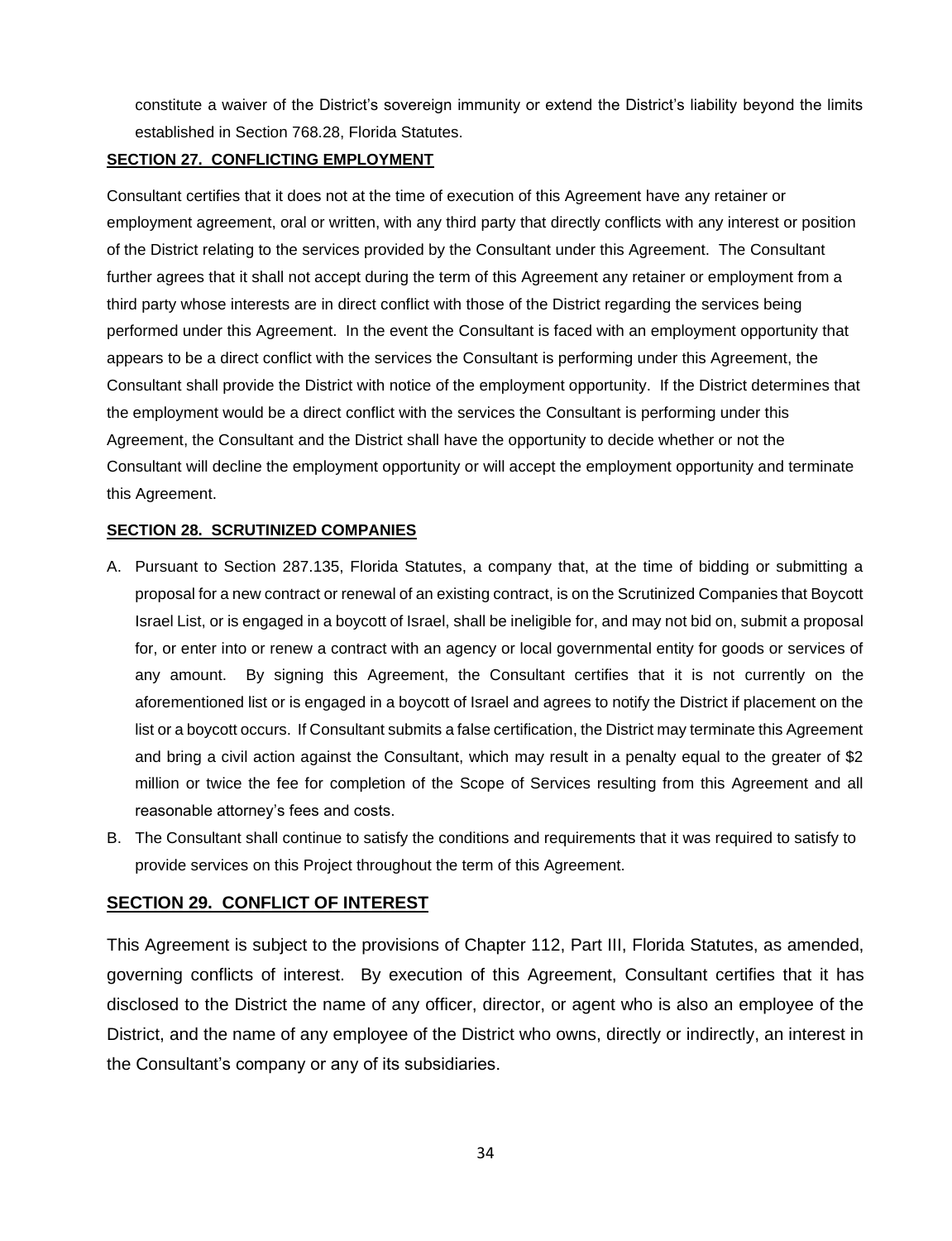constitute a waiver of the District's sovereign immunity or extend the District's liability beyond the limits established in Section 768.28, Florida Statutes.

**SECTION 27. CONFLICTING EMPLOYMENT**

Consultant certifies that it does not at the time of execution of this Agreement have any retainer or employment agreement, oral or written, with any third party that directly conflicts with any interest or position of the District relating to the services provided by the Consultant under this Agreement. The Consultant further agrees that it shall not accept during the term of this Agreement any retainer or employment from a third party whose interests are in direct conflict with those of the District regarding the services being performed under this Agreement. In the event the Consultant is faced with an employment opportunity that appears to be a direct conflict with the services the Consultant is performing under this Agreement, the Consultant shall provide the District with notice of the employment opportunity. If the District determines that the employment would be a direct conflict with the services the Consultant is performing under this Agreement, the Consultant and the District shall have the opportunity to decide whether or not the Consultant will decline the employment opportunity or will accept the employment opportunity and terminate this Agreement.

**SECTION 28. SCRUTINIZED COMPANIES**

A. Pursuant to Section 287.135, Florida Statutes, a company that, at the time of bidding or submitting a proposal for a new contract or renewal of an existing contract, is on the Scrutinized Companies that Boycott Israel List, or is engaged in a boycott of Israel, shall be ineligible for, and may not bid on, submit a proposal for, or enter into or renew a contract with an agency or local governmental entity for goods or services of any amount. By signing this Agreement, the Consultant certifies that it is not currently on the aforementioned list or is engaged in a boycott of Israel and agrees to notify the District if placement on the list or a boycott occurs. If Consultant submits a false certification, the District may terminate this Agreement and bring a civil action against the Consultant, which may result in a penalty equal to the greater of $2 million or twice the fee for completion of the Scope of Services resulting from this Agreement and all reasonable attorney's fees and costs.

B. The Consultant shall continue to satisfy the conditions and requirements that it was required to satisfy to provide services on this Project throughout the term of this Agreement.

**SECTION 29. CONFLICT OF INTEREST**

This Agreement is subject to the provisions of Chapter 112, Part III, Florida Statutes, as amended, governing conflicts of interest. By execution of this Agreement, Consultant certifies that it has disclosed to the District the name of any officer, director, or agent who is also an employee of the District, and the name of any employee of the District who owns, directly or indirectly, an interest in the Consultant's company or any of its subsidiaries.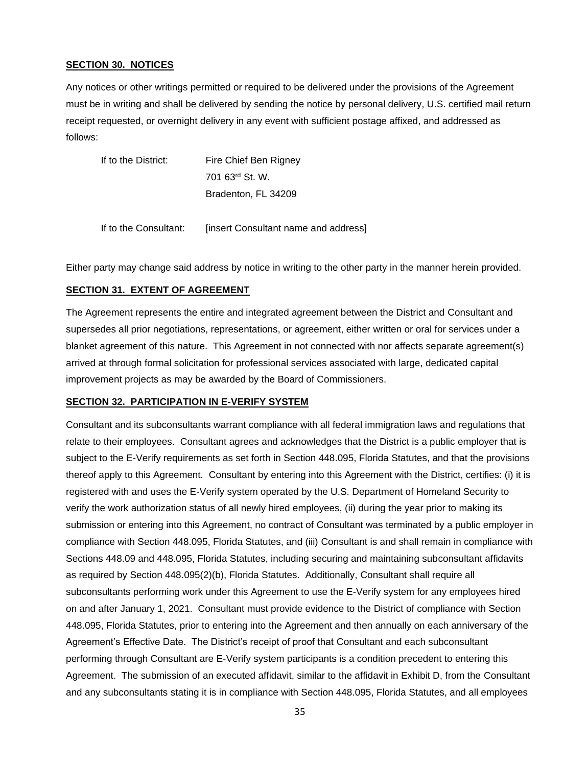**SECTION 30. NOTICES**

Any notices or other writings permitted or required to be delivered under the provisions of the Agreement must be in writing and shall be delivered by sending the notice by personal delivery, U.S. certified mail return receipt requested, or overnight delivery in any event with sufficient postage affixed, and addressed as follows:

If to the District: Fire Chief Ben Rigney
701 63rd St. W.
Bradenton, FL 34209

If to the Consultant: [insert Consultant name and address]

Either party may change said address by notice in writing to the other party in the manner herein provided.

**SECTION 31. EXTENT OF AGREEMENT**

The Agreement represents the entire and integrated agreement between the District and Consultant and supersedes all prior negotiations, representations, or agreement, either written or oral for services under a blanket agreement of this nature. This Agreement in not connected with nor affects separate agreement(s) arrived at through formal solicitation for professional services associated with large, dedicated capital improvement projects as may be awarded by the Board of Commissioners.

**SECTION 32. PARTICIPATION IN E-VERIFY SYSTEM**

Consultant and its subconsultants warrant compliance with all federal immigration laws and regulations that relate to their employees. Consultant agrees and acknowledges that the District is a public employer that is subject to the E-Verify requirements as set forth in Section 448.095, Florida Statutes, and that the provisions thereof apply to this Agreement. Consultant by entering into this Agreement with the District, certifies: (i) it is registered with and uses the E-Verify system operated by the U.S. Department of Homeland Security to verify the work authorization status of all newly hired employees, (ii) during the year prior to making its submission or entering into this Agreement, no contract of Consultant was terminated by a public employer in compliance with Section 448.095, Florida Statutes, and (iii) Consultant is and shall remain in compliance with Sections 448.09 and 448.095, Florida Statutes, including securing and maintaining subconsultant affidavits as required by Section 448.095(2)(b), Florida Statutes. Additionally, Consultant shall require all subconsultants performing work under this Agreement to use the E-Verify system for any employees hired on and after January 1, 2021. Consultant must provide evidence to the District of compliance with Section 448.095, Florida Statutes, prior to entering into the Agreement and then annually on each anniversary of the Agreement's Effective Date. The District's receipt of proof that Consultant and each subconsultant performing through Consultant are E-Verify system participants is a condition precedent to entering this Agreement. The submission of an executed affidavit, similar to the affidavit in Exhibit D, from the Consultant and any subconsultants stating it is in compliance with Section 448.095, Florida Statutes, and all employees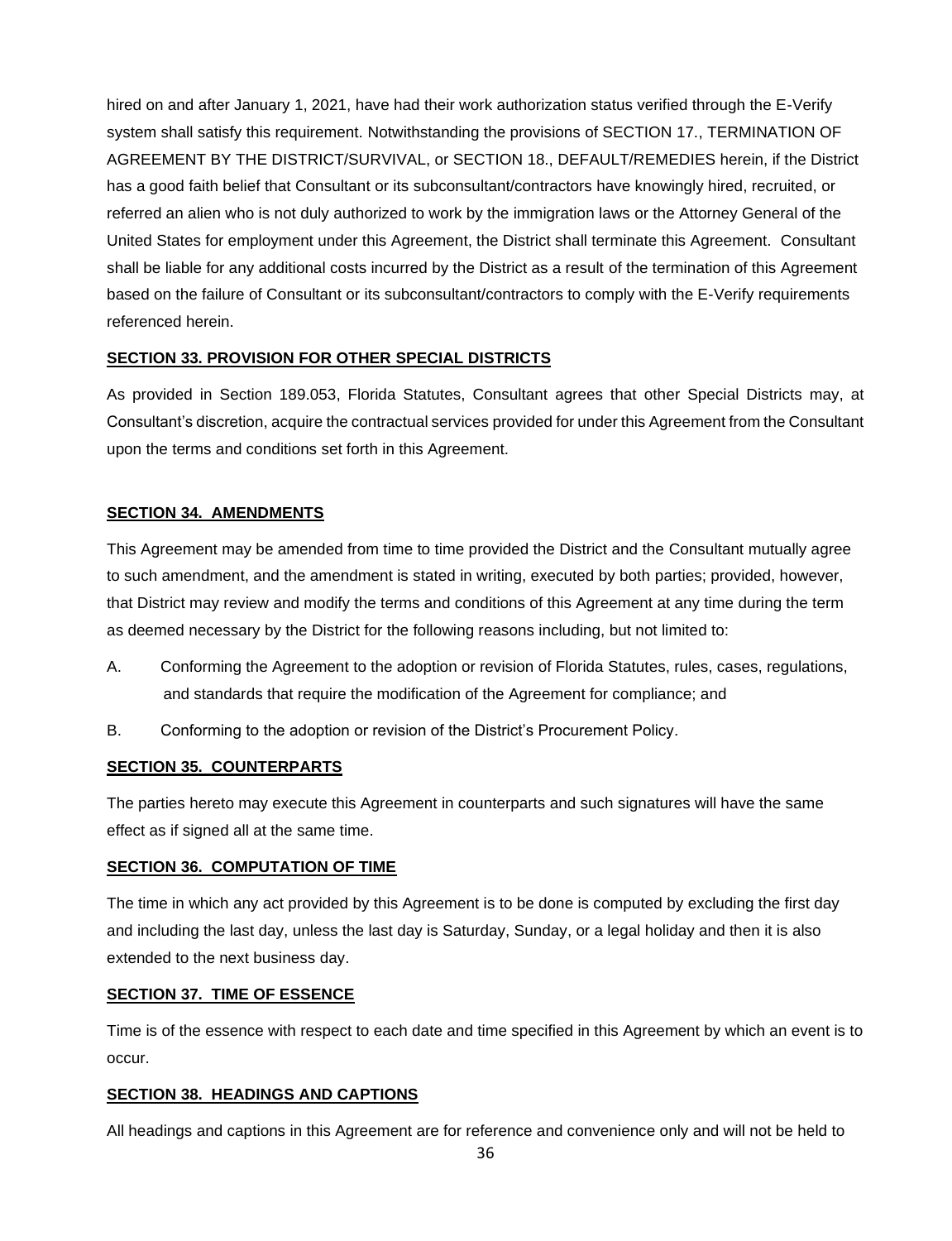hired on and after January 1, 2021, have had their work authorization status verified through the E-Verify system shall satisfy this requirement. Notwithstanding the provisions of SECTION 17., TERMINATION OF AGREEMENT BY THE DISTRICT/SURVIVAL, or SECTION 18., DEFAULT/REMEDIES herein, if the District has a good faith belief that Consultant or its subconsultant/contractors have knowingly hired, recruited, or referred an alien who is not duly authorized to work by the immigration laws or the Attorney General of the United States for employment under this Agreement, the District shall terminate this Agreement. Consultant shall be liable for any additional costs incurred by the District as a result of the termination of this Agreement based on the failure of Consultant or its subconsultant/contractors to comply with the E-Verify requirements referenced herein.

**SECTION 33. PROVISION FOR OTHER SPECIAL DISTRICTS**

As provided in Section 189.053, Florida Statutes, Consultant agrees that other Special Districts may, at Consultant's discretion, acquire the contractual services provided for under this Agreement from the Consultant upon the terms and conditions set forth in this Agreement.

**SECTION 34. AMENDMENTS**

This Agreement may be amended from time to time provided the District and the Consultant mutually agree to such amendment, and the amendment is stated in writing, executed by both parties; provided, however, that District may review and modify the terms and conditions of this Agreement at any time during the term as deemed necessary by the District for the following reasons including, but not limited to:

A. Conforming the Agreement to the adoption or revision of Florida Statutes, rules, cases, regulations, and standards that require the modification of the Agreement for compliance; and

B. Conforming to the adoption or revision of the District's Procurement Policy.

**SECTION 35. COUNTERPARTS**

The parties hereto may execute this Agreement in counterparts and such signatures will have the same effect as if signed all at the same time.

**SECTION 36. COMPUTATION OF TIME**

The time in which any act provided by this Agreement is to be done is computed by excluding the first day and including the last day, unless the last day is Saturday, Sunday, or a legal holiday and then it is also extended to the next business day.

**SECTION 37. TIME OF ESSENCE**

Time is of the essence with respect to each date and time specified in this Agreement by which an event is to occur.

**SECTION 38. HEADINGS AND CAPTIONS**

All headings and captions in this Agreement are for reference and convenience only and will not be held to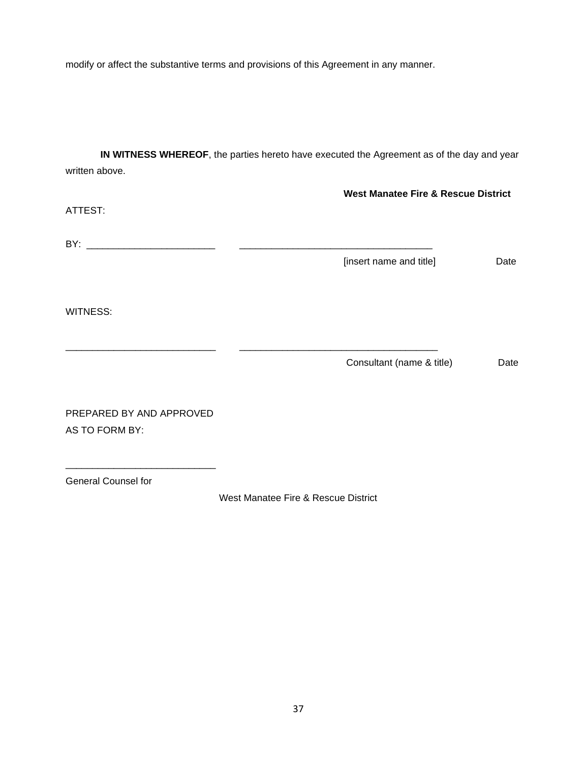modify or affect the substantive terms and provisions of this Agreement in any manner.

**IN WITNESS WHEREOF**, the parties hereto have executed the Agreement as of the day and year written above.

**West Manatee Fire & Rescue District**

ATTEST:

BY: ________________________ ____________________________________

[insert name and title] Date

WITNESS:

____________________________ _____________________________________

Consultant (name & title) Date

PREPARED BY AND APPROVED
AS TO FORM BY:

___________________________

General Counsel for

West Manatee Fire & Rescue District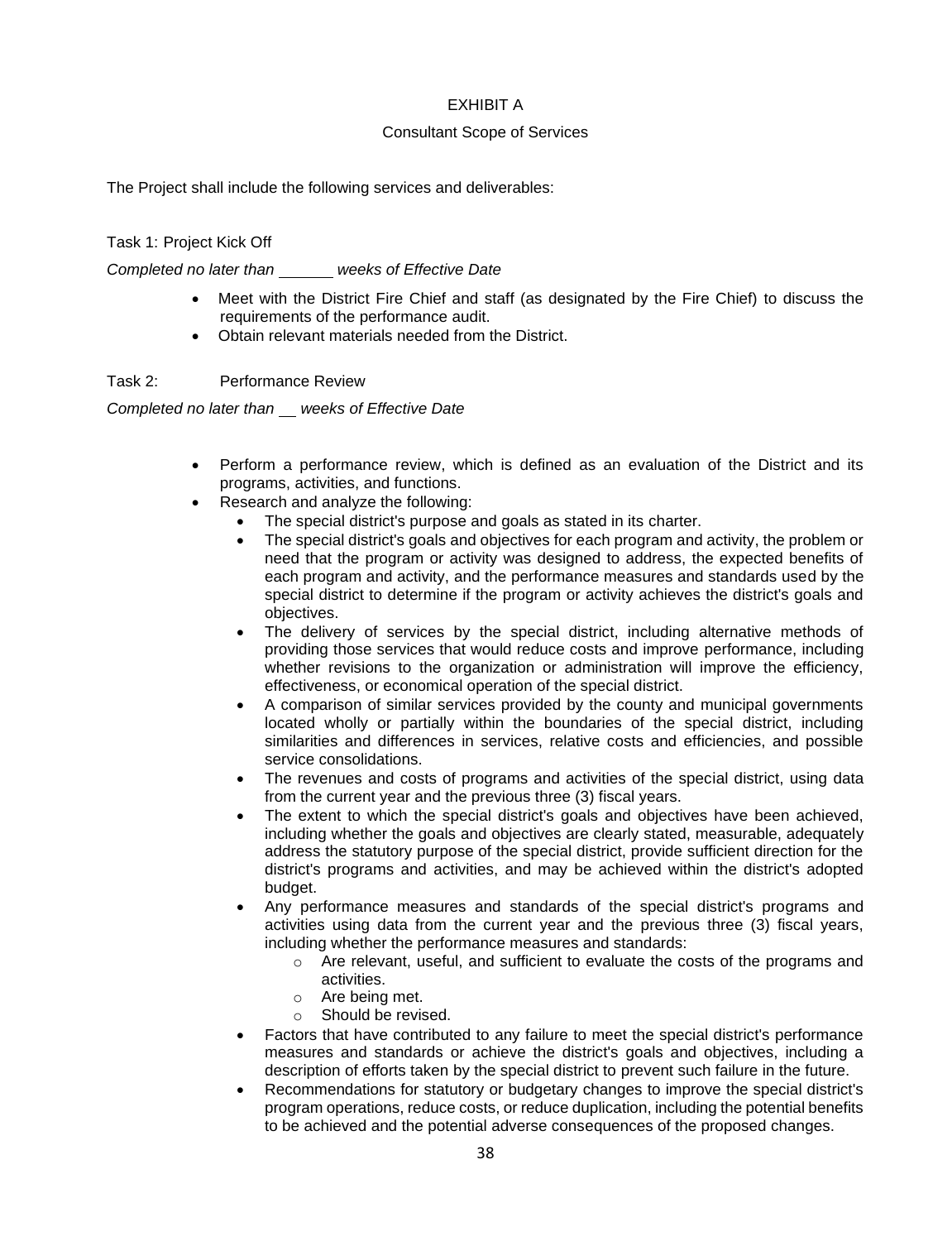EXHIBIT A

Consultant Scope of Services

The Project shall include the following services and deliverables:

Task 1: Project Kick Off

*Completed no later than ______ weeks of Effective Date*

- Meet with the District Fire Chief and staff (as designated by the Fire Chief) to discuss the requirements of the performance audit.
- Obtain relevant materials needed from the District.

Task 2: Performance Review

*Completed no later than __ weeks of Effective Date*

- Perform a performance review, which is defined as an evaluation of the District and its programs, activities, and functions.
- Research and analyze the following:
  - The special district's purpose and goals as stated in its charter.
  - The special district's goals and objectives for each program and activity, the problem or need that the program or activity was designed to address, the expected benefits of each program and activity, and the performance measures and standards used by the special district to determine if the program or activity achieves the district's goals and objectives.
  - The delivery of services by the special district, including alternative methods of providing those services that would reduce costs and improve performance, including whether revisions to the organization or administration will improve the efficiency, effectiveness, or economical operation of the special district.
  - A comparison of similar services provided by the county and municipal governments located wholly or partially within the boundaries of the special district, including similarities and differences in services, relative costs and efficiencies, and possible service consolidations.
  - The revenues and costs of programs and activities of the special district, using data from the current year and the previous three (3) fiscal years.
  - The extent to which the special district's goals and objectives have been achieved, including whether the goals and objectives are clearly stated, measurable, adequately address the statutory purpose of the special district, provide sufficient direction for the district's programs and activities, and may be achieved within the district's adopted budget.
  - Any performance measures and standards of the special district's programs and activities using data from the current year and the previous three (3) fiscal years, including whether the performance measures and standards:
    - Are relevant, useful, and sufficient to evaluate the costs of the programs and activities.
    - Are being met.
    - Should be revised.
  - Factors that have contributed to any failure to meet the special district's performance measures and standards or achieve the district's goals and objectives, including a description of efforts taken by the special district to prevent such failure in the future.
  - Recommendations for statutory or budgetary changes to improve the special district's program operations, reduce costs, or reduce duplication, including the potential benefits to be achieved and the potential adverse consequences of the proposed changes.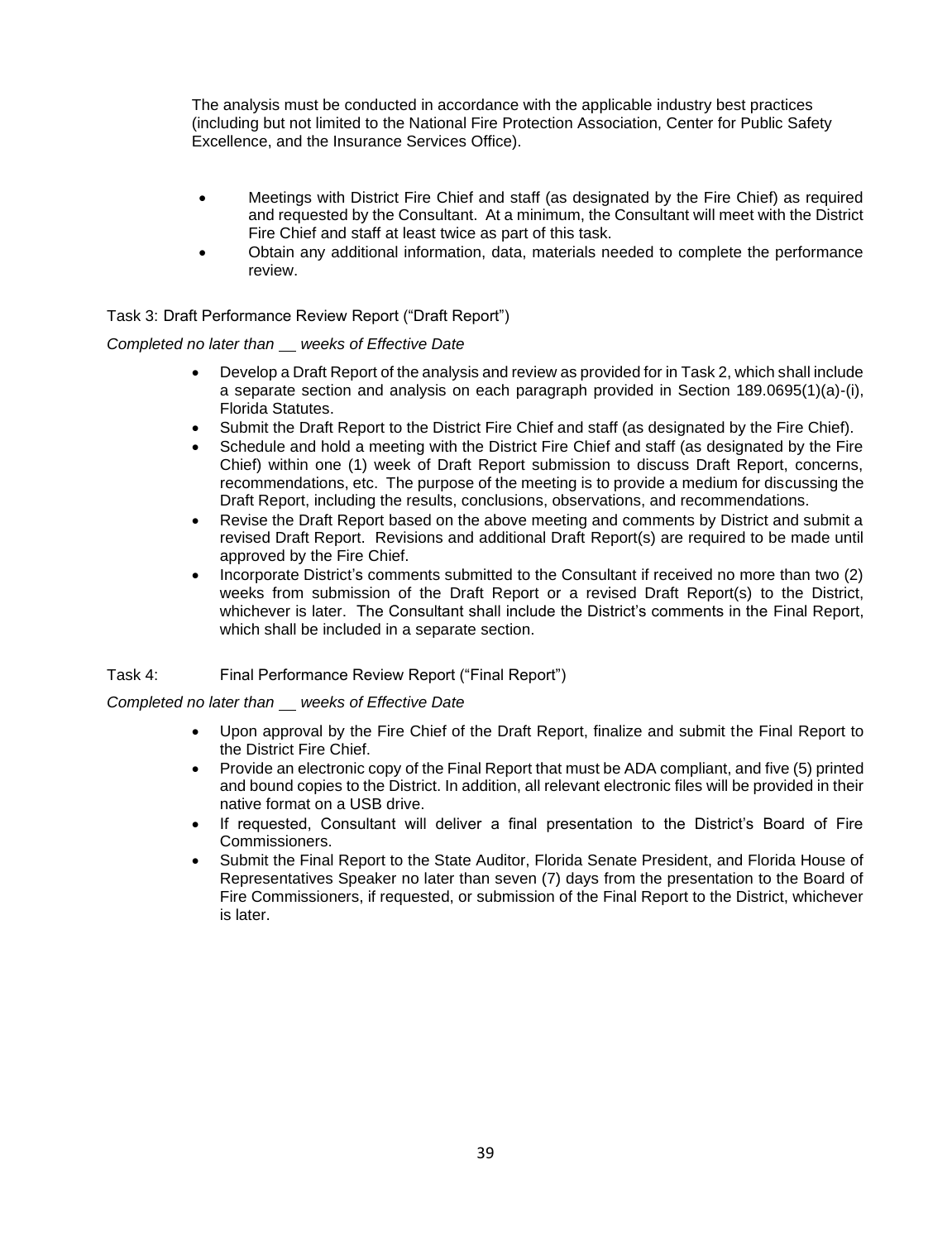The analysis must be conducted in accordance with the applicable industry best practices (including but not limited to the National Fire Protection Association, Center for Public Safety Excellence, and the Insurance Services Office).

- Meetings with District Fire Chief and staff (as designated by the Fire Chief) as required and requested by the Consultant. At a minimum, the Consultant will meet with the District Fire Chief and staff at least twice as part of this task.
- Obtain any additional information, data, materials needed to complete the performance review.

Task 3: Draft Performance Review Report ("Draft Report")

*Completed no later than \_\_ weeks of Effective Date*

- Develop a Draft Report of the analysis and review as provided for in Task 2, which shall include a separate section and analysis on each paragraph provided in Section 189.0695(1)(a)-(i), Florida Statutes.
- Submit the Draft Report to the District Fire Chief and staff (as designated by the Fire Chief).
- Schedule and hold a meeting with the District Fire Chief and staff (as designated by the Fire Chief) within one (1) week of Draft Report submission to discuss Draft Report, concerns, recommendations, etc. The purpose of the meeting is to provide a medium for discussing the Draft Report, including the results, conclusions, observations, and recommendations.
- Revise the Draft Report based on the above meeting and comments by District and submit a revised Draft Report. Revisions and additional Draft Report(s) are required to be made until approved by the Fire Chief.
- Incorporate District's comments submitted to the Consultant if received no more than two (2) weeks from submission of the Draft Report or a revised Draft Report(s) to the District, whichever is later. The Consultant shall include the District's comments in the Final Report, which shall be included in a separate section.

Task 4: Final Performance Review Report ("Final Report")

*Completed no later than \_\_ weeks of Effective Date*

- Upon approval by the Fire Chief of the Draft Report, finalize and submit the Final Report to the District Fire Chief.
- Provide an electronic copy of the Final Report that must be ADA compliant, and five (5) printed and bound copies to the District. In addition, all relevant electronic files will be provided in their native format on a USB drive.
- If requested, Consultant will deliver a final presentation to the District's Board of Fire Commissioners.
- Submit the Final Report to the State Auditor, Florida Senate President, and Florida House of Representatives Speaker no later than seven (7) days from the presentation to the Board of Fire Commissioners, if requested, or submission of the Final Report to the District, whichever is later.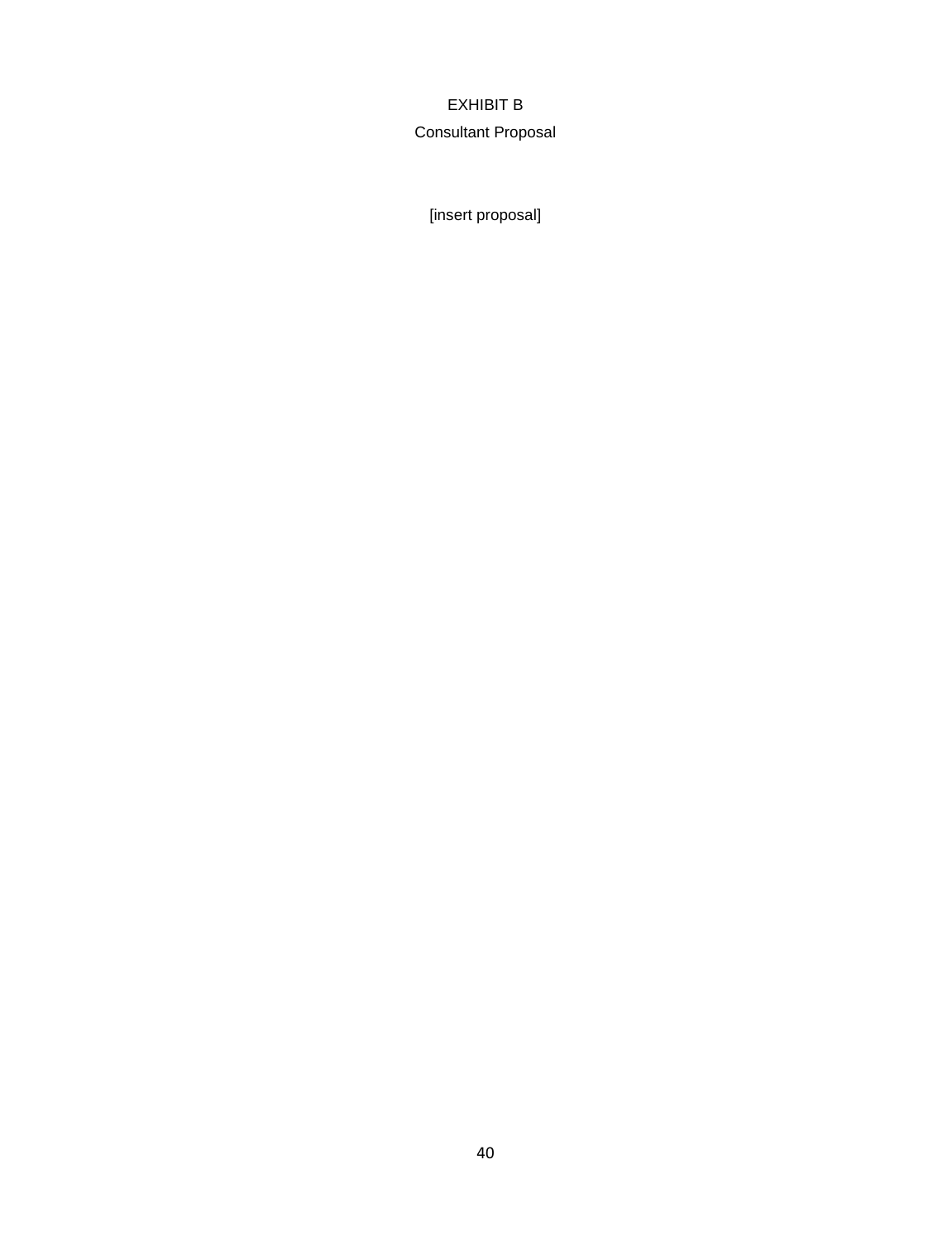# EXHIBIT B

## Consultant Proposal

[insert proposal]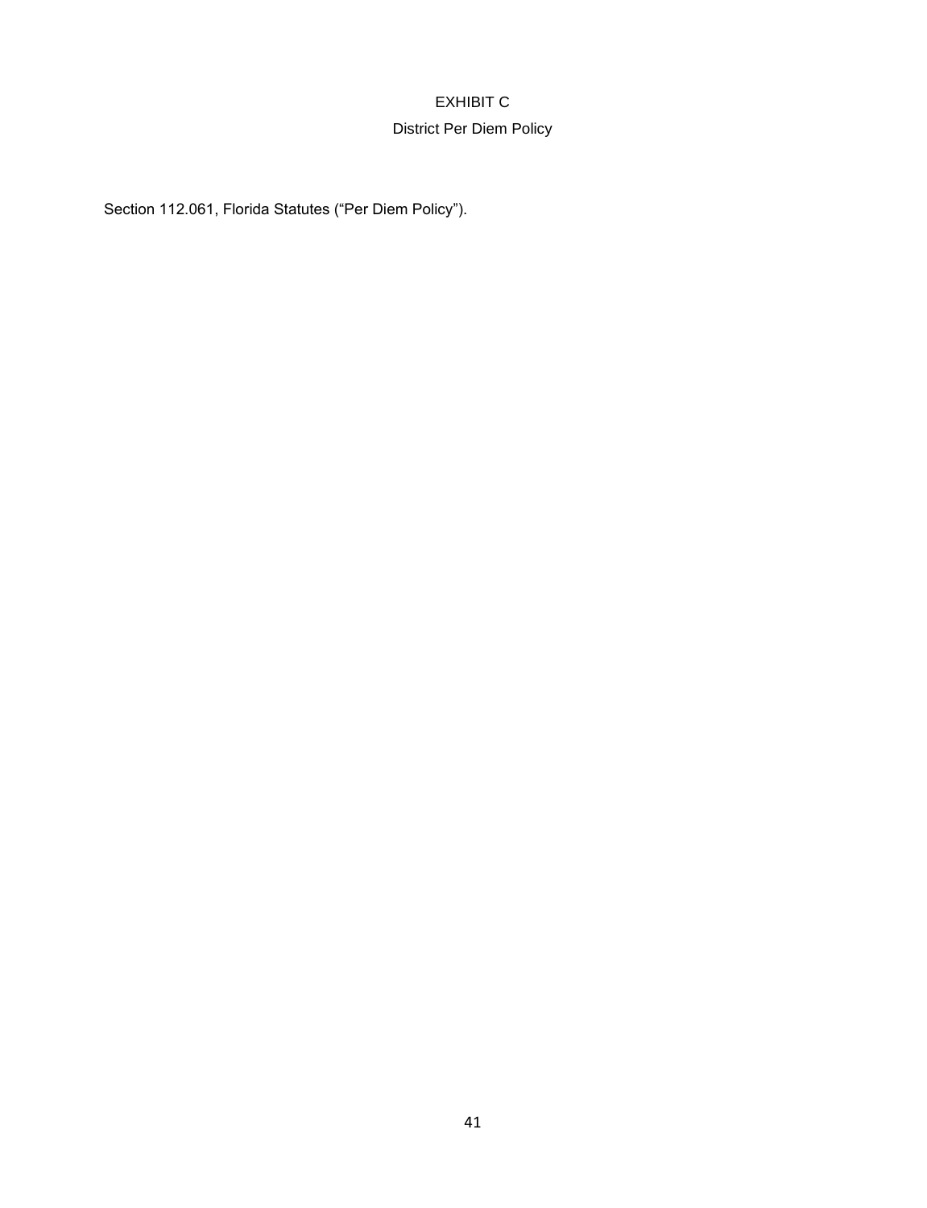# EXHIBIT C

## District Per Diem Policy

Section 112.061, Florida Statutes ("Per Diem Policy").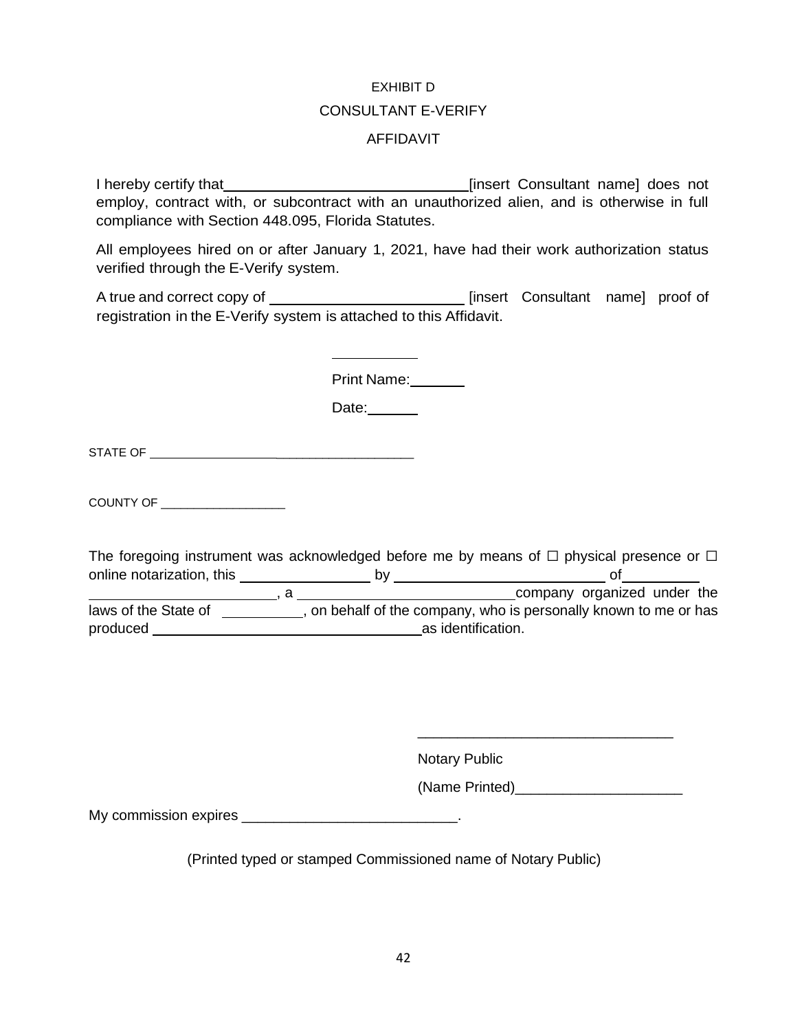# EXHIBIT D

## CONSULTANT E-VERIFY

## AFFIDAVIT

I hereby certify that ______________________________ [insert Consultant name] does not employ, contract with, or subcontract with an unauthorized alien, and is otherwise in full compliance with Section 448.095, Florida Statutes.

All employees hired on or after January 1, 2021, have had their work authorization status verified through the E-Verify system.

A true and correct copy of ________________________ [insert Consultant name] proof of registration in the E-Verify system is attached to this Affidavit.

___________

Print Name: _______

Date: ______

STATE OF ________________________________________

COUNTY OF __________________

The foregoing instrument was acknowledged before me by means of ☐ physical presence or ☐ online notarization, this ________________ by ___________________________ of __________ ________________________, a ____________________________ company organized under the laws of the State of __________, on behalf of the company, who is personally known to me or has produced ___________________________________ as identification.

________________________________

Notary Public

(Name Printed)_____________________

My commission expires ___________________________.

(Printed typed or stamped Commissioned name of Notary Public)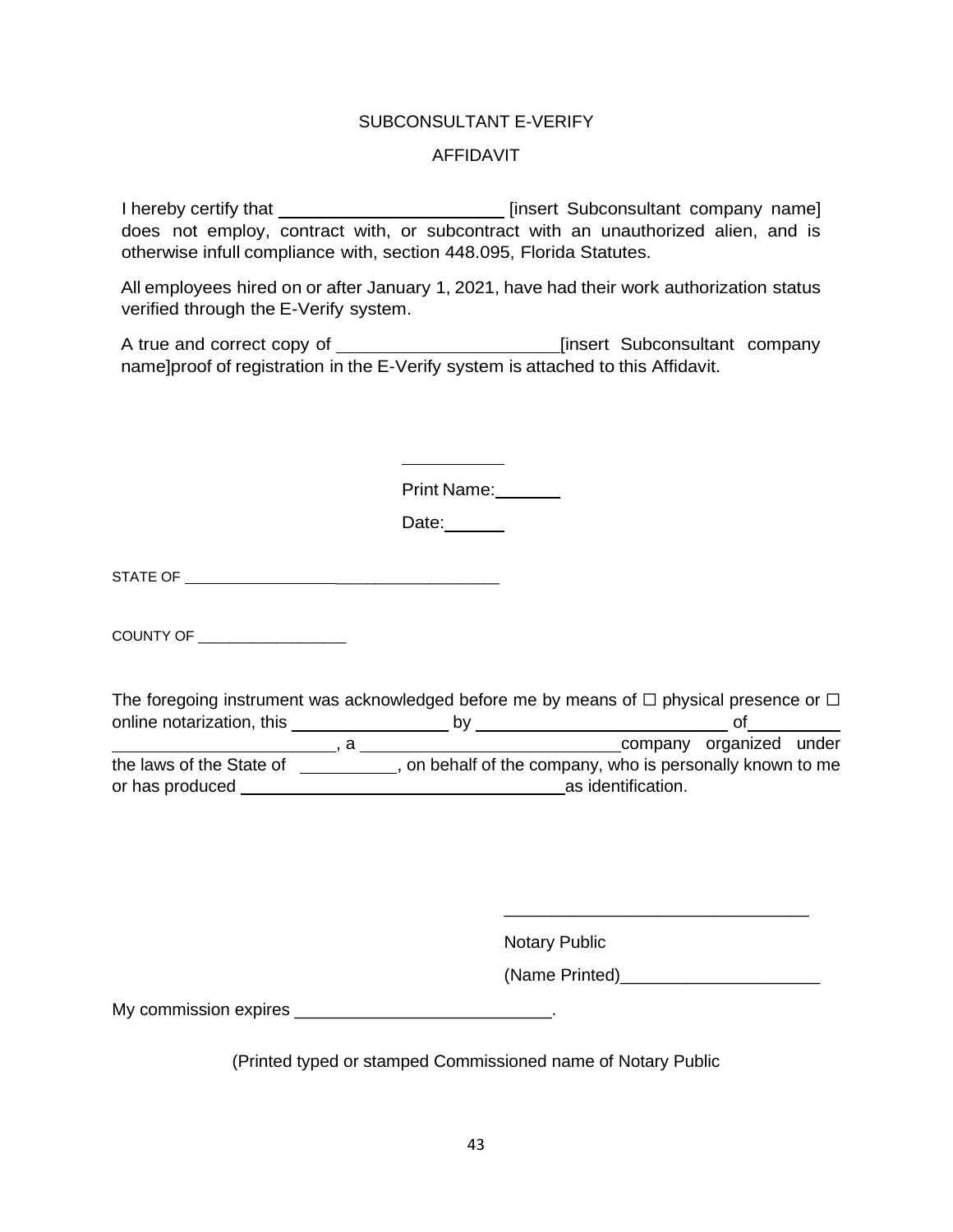SUBCONSULTANT E-VERIFY

AFFIDAVIT

I hereby certify that ______________________ [insert Subconsultant company name] does not employ, contract with, or subcontract with an unauthorized alien, and is otherwise infull compliance with, section 448.095, Florida Statutes.

All employees hired on or after January 1, 2021, have had their work authorization status verified through the E-Verify system.

A true and correct copy of ______________________[insert Subconsultant company name]proof of registration in the E-Verify system is attached to this Affidavit.

___________

Print Name:_______

Date:______

STATE OF ________________________________________

COUNTY OF __________________

The foregoing instrument was acknowledged before me by means of ☐ physical presence or ☐ online notarization, this ________________ by __________________________ of__________ ________________________, a ____________________________company organized under the laws of the State of __________, on behalf of the company, who is personally known to me or has produced __________________________________as identification.

________________________________

Notary Public

(Name Printed)_____________________

My commission expires ___________________________.

(Printed typed or stamped Commissioned name of Notary Public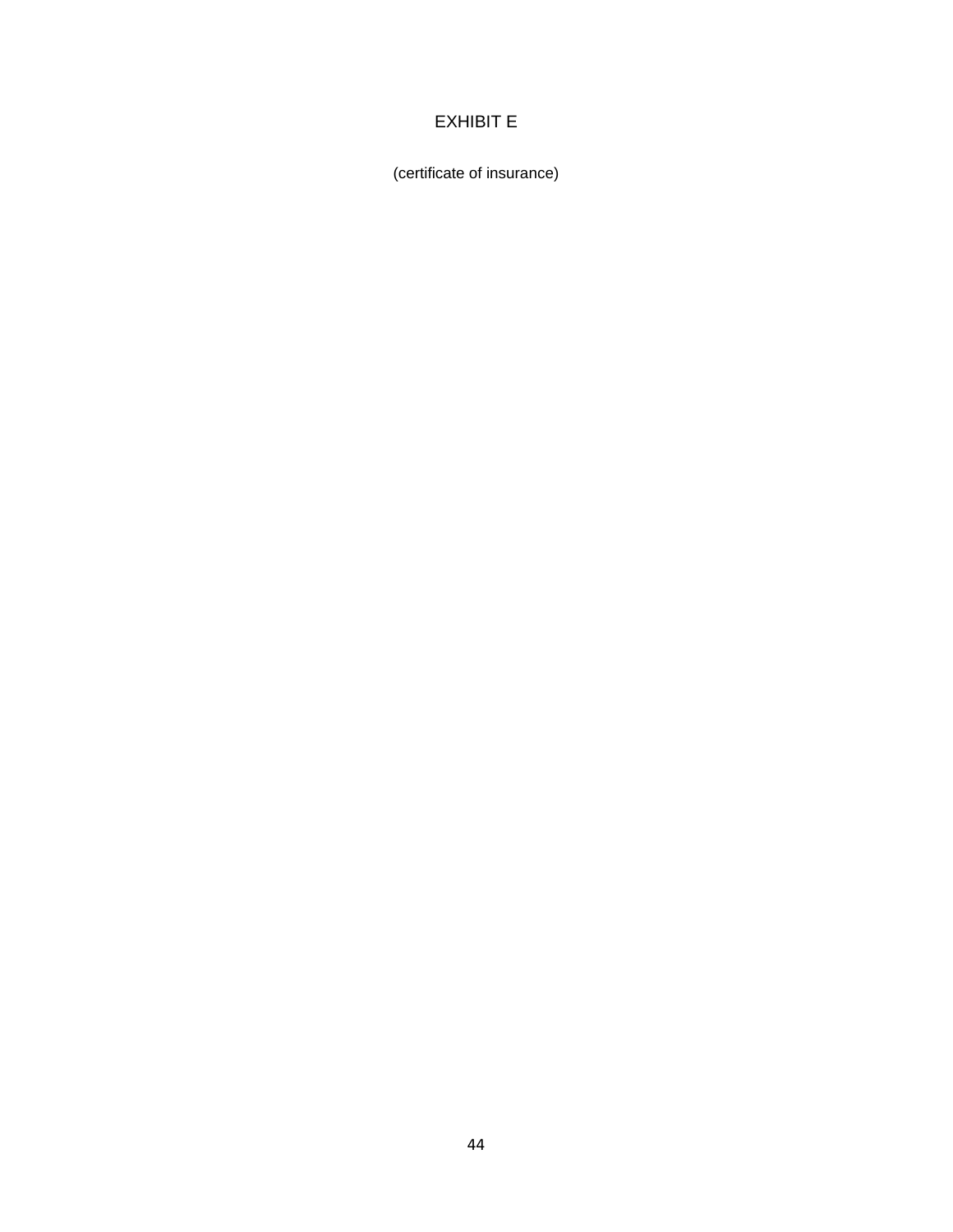# EXHIBIT E

(certificate of insurance)